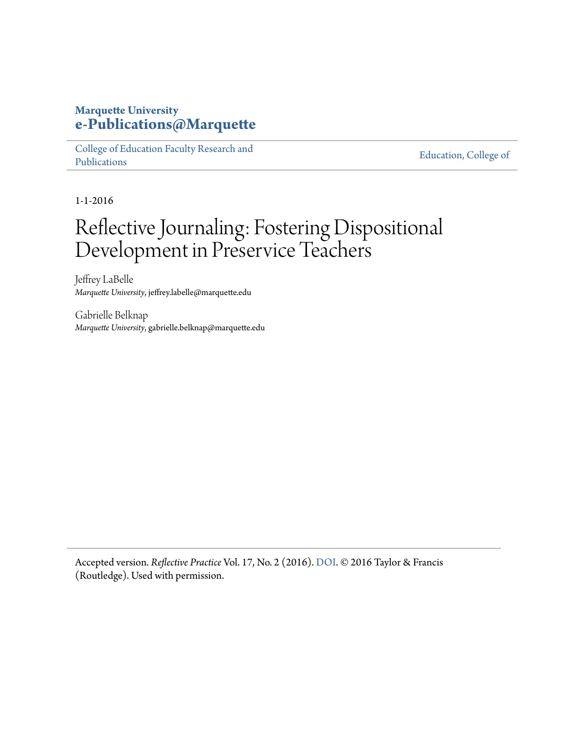Marquette University
**e-Publications@Marquette**

College of Education Faculty Research and Publications | Education, College of

1-1-2016

# Reflective Journaling: Fostering Dispositional Development in Preservice Teachers

Jeffrey LaBelle
*Marquette University*, jeffrey.labelle@marquette.edu

Gabrielle Belknap
*Marquette University*, gabrielle.belknap@marquette.edu

Accepted version. *Reflective Practice* Vol. 17, No. 2 (2016). DOI. © 2016 Taylor & Francis (Routledge). Used with permission.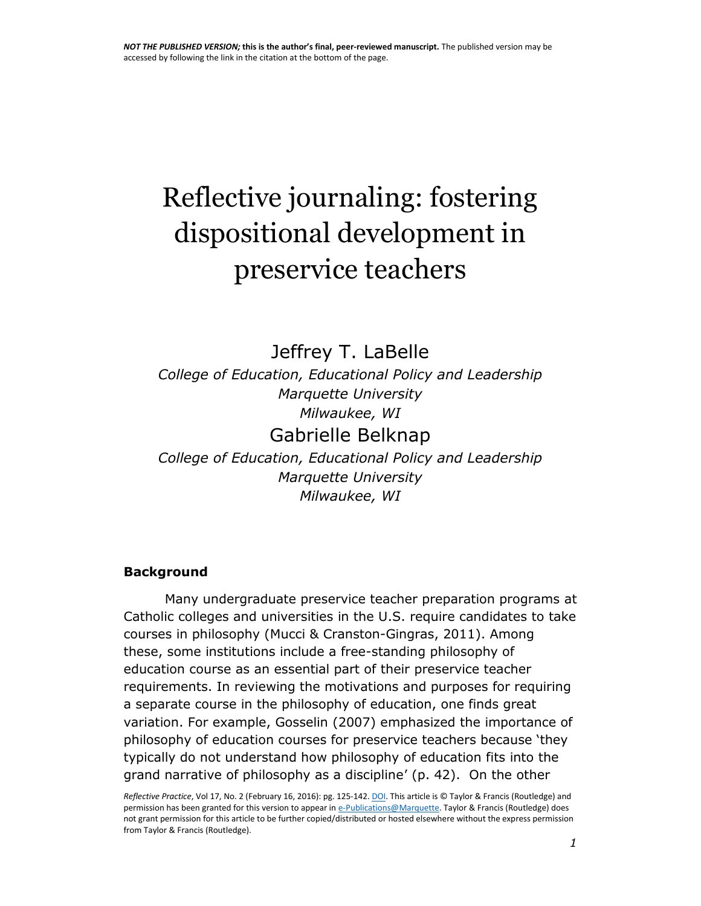# Reflective journaling: fostering dispositional development in preservice teachers

Jeffrey T. LaBelle

*College of Education, Educational Policy and Leadership*
*Marquette University*
*Milwaukee, WI*

Gabrielle Belknap

*College of Education, Educational Policy and Leadership*
*Marquette University*
*Milwaukee, WI*

## Background

Many undergraduate preservice teacher preparation programs at Catholic colleges and universities in the U.S. require candidates to take courses in philosophy (Mucci & Cranston-Gingras, 2011). Among these, some institutions include a free-standing philosophy of education course as an essential part of their preservice teacher requirements. In reviewing the motivations and purposes for requiring a separate course in the philosophy of education, one finds great variation. For example, Gosselin (2007) emphasized the importance of philosophy of education courses for preservice teachers because 'they typically do not understand how philosophy of education fits into the grand narrative of philosophy as a discipline' (p. 42). On the other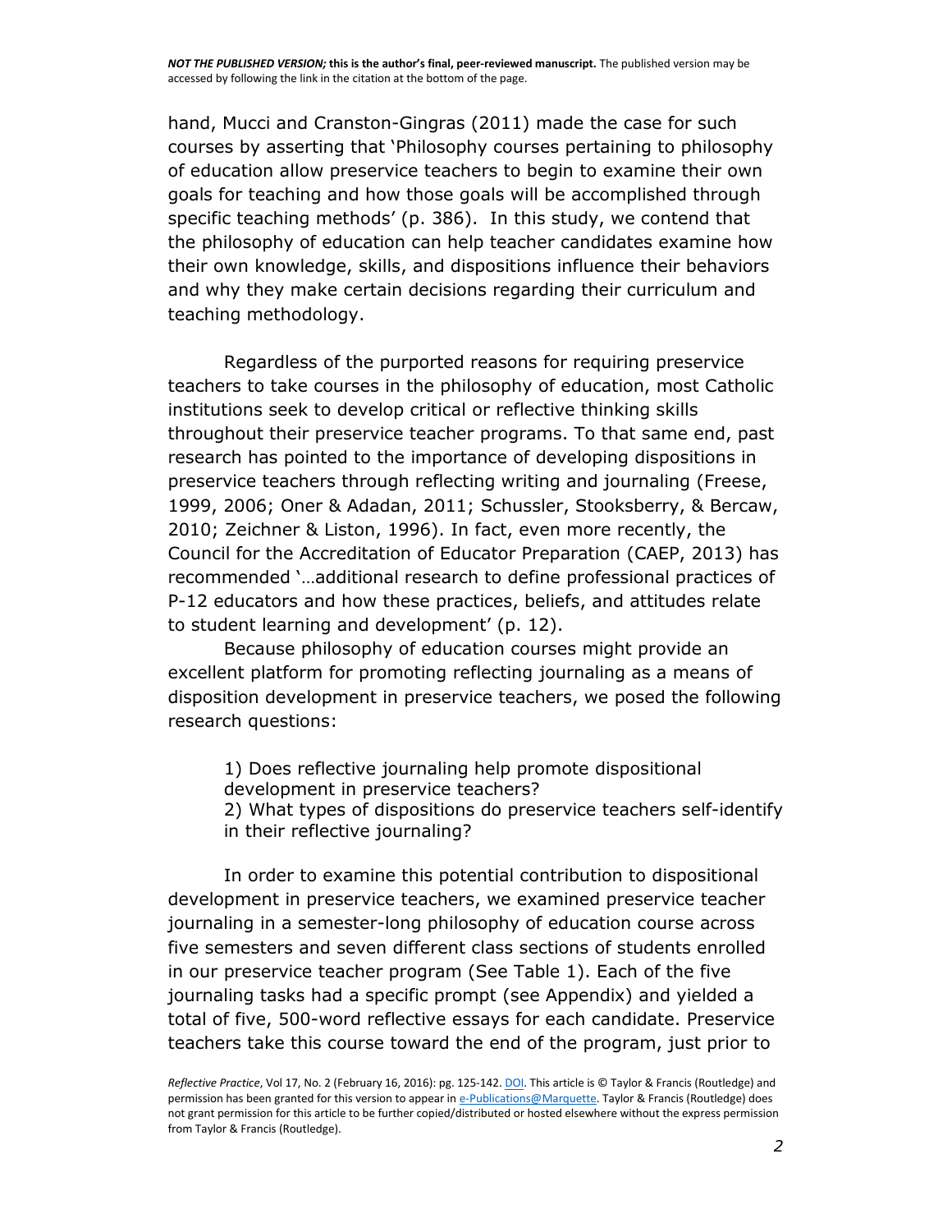hand, Mucci and Cranston-Gingras (2011) made the case for such courses by asserting that 'Philosophy courses pertaining to philosophy of education allow preservice teachers to begin to examine their own goals for teaching and how those goals will be accomplished through specific teaching methods' (p. 386). In this study, we contend that the philosophy of education can help teacher candidates examine how their own knowledge, skills, and dispositions influence their behaviors and why they make certain decisions regarding their curriculum and teaching methodology.

Regardless of the purported reasons for requiring preservice teachers to take courses in the philosophy of education, most Catholic institutions seek to develop critical or reflective thinking skills throughout their preservice teacher programs. To that same end, past research has pointed to the importance of developing dispositions in preservice teachers through reflecting writing and journaling (Freese, 1999, 2006; Oner & Adadan, 2011; Schussler, Stooksberry, & Bercaw, 2010; Zeichner & Liston, 1996). In fact, even more recently, the Council for the Accreditation of Educator Preparation (CAEP, 2013) has recommended '…additional research to define professional practices of P-12 educators and how these practices, beliefs, and attitudes relate to student learning and development' (p. 12).

Because philosophy of education courses might provide an excellent platform for promoting reflecting journaling as a means of disposition development in preservice teachers, we posed the following research questions:

1) Does reflective journaling help promote dispositional development in preservice teachers?
2) What types of dispositions do preservice teachers self-identify in their reflective journaling?

In order to examine this potential contribution to dispositional development in preservice teachers, we examined preservice teacher journaling in a semester-long philosophy of education course across five semesters and seven different class sections of students enrolled in our preservice teacher program (See Table 1). Each of the five journaling tasks had a specific prompt (see Appendix) and yielded a total of five, 500-word reflective essays for each candidate. Preservice teachers take this course toward the end of the program, just prior to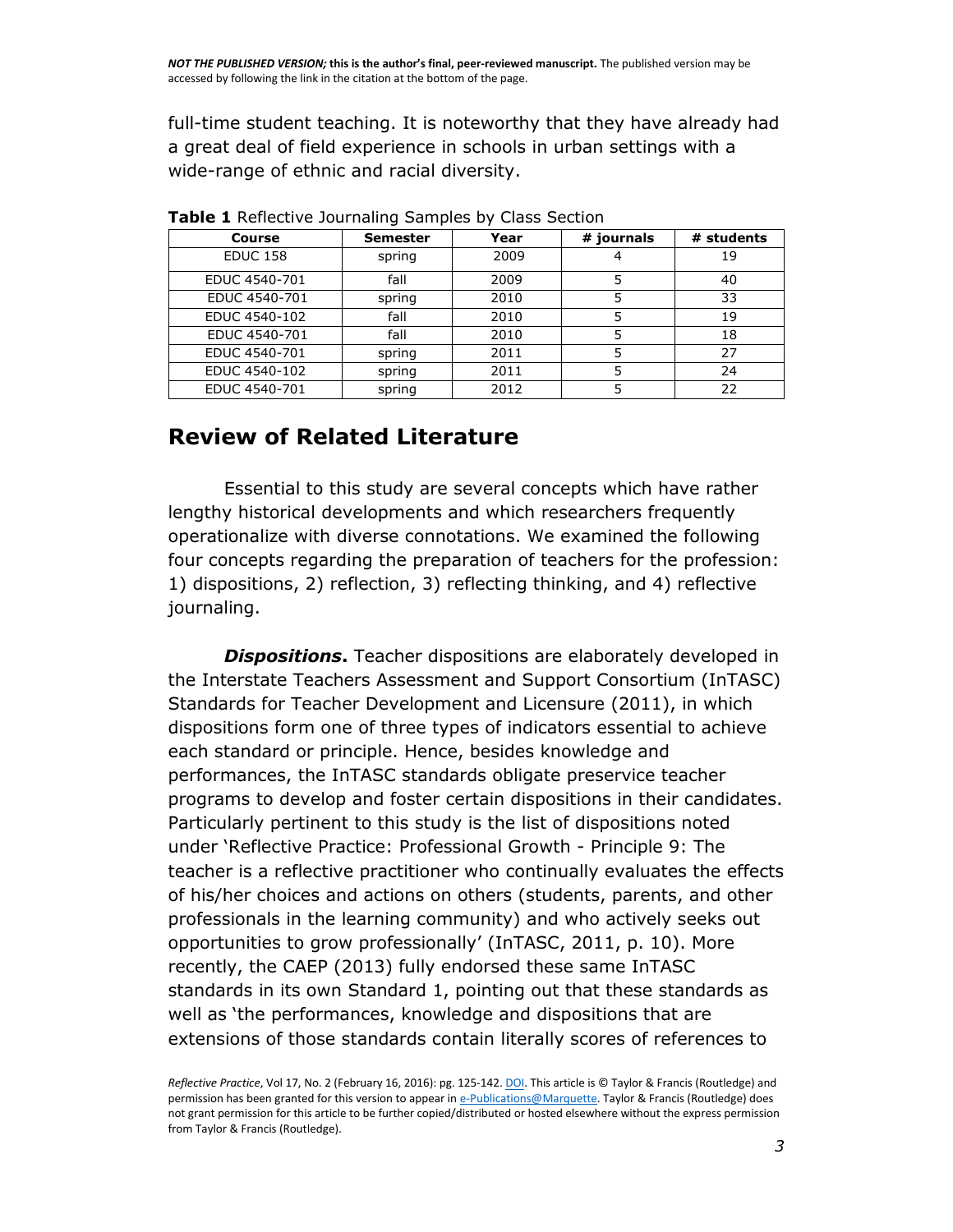full-time student teaching. It is noteworthy that they have already had a great deal of field experience in schools in urban settings with a wide-range of ethnic and racial diversity.

**Table 1** Reflective Journaling Samples by Class Section

| Course | Semester | Year | # journals | # students |
|---|---|---|---|---|
| EDUC 158 | spring | 2009 | 4 | 19 |
| EDUC 4540-701 | fall | 2009 | 5 | 40 |
| EDUC 4540-701 | spring | 2010 | 5 | 33 |
| EDUC 4540-102 | fall | 2010 | 5 | 19 |
| EDUC 4540-701 | fall | 2010 | 5 | 18 |
| EDUC 4540-701 | spring | 2011 | 5 | 27 |
| EDUC 4540-102 | spring | 2011 | 5 | 24 |
| EDUC 4540-701 | spring | 2012 | 5 | 22 |

## Review of Related Literature

Essential to this study are several concepts which have rather lengthy historical developments and which researchers frequently operationalize with diverse connotations. We examined the following four concepts regarding the preparation of teachers for the profession: 1) dispositions, 2) reflection, 3) reflecting thinking, and 4) reflective journaling.

***Dispositions*.** Teacher dispositions are elaborately developed in the Interstate Teachers Assessment and Support Consortium (InTASC) Standards for Teacher Development and Licensure (2011), in which dispositions form one of three types of indicators essential to achieve each standard or principle. Hence, besides knowledge and performances, the InTASC standards obligate preservice teacher programs to develop and foster certain dispositions in their candidates. Particularly pertinent to this study is the list of dispositions noted under 'Reflective Practice: Professional Growth - Principle 9: The teacher is a reflective practitioner who continually evaluates the effects of his/her choices and actions on others (students, parents, and other professionals in the learning community) and who actively seeks out opportunities to grow professionally' (InTASC, 2011, p. 10). More recently, the CAEP (2013) fully endorsed these same InTASC standards in its own Standard 1, pointing out that these standards as well as 'the performances, knowledge and dispositions that are extensions of those standards contain literally scores of references to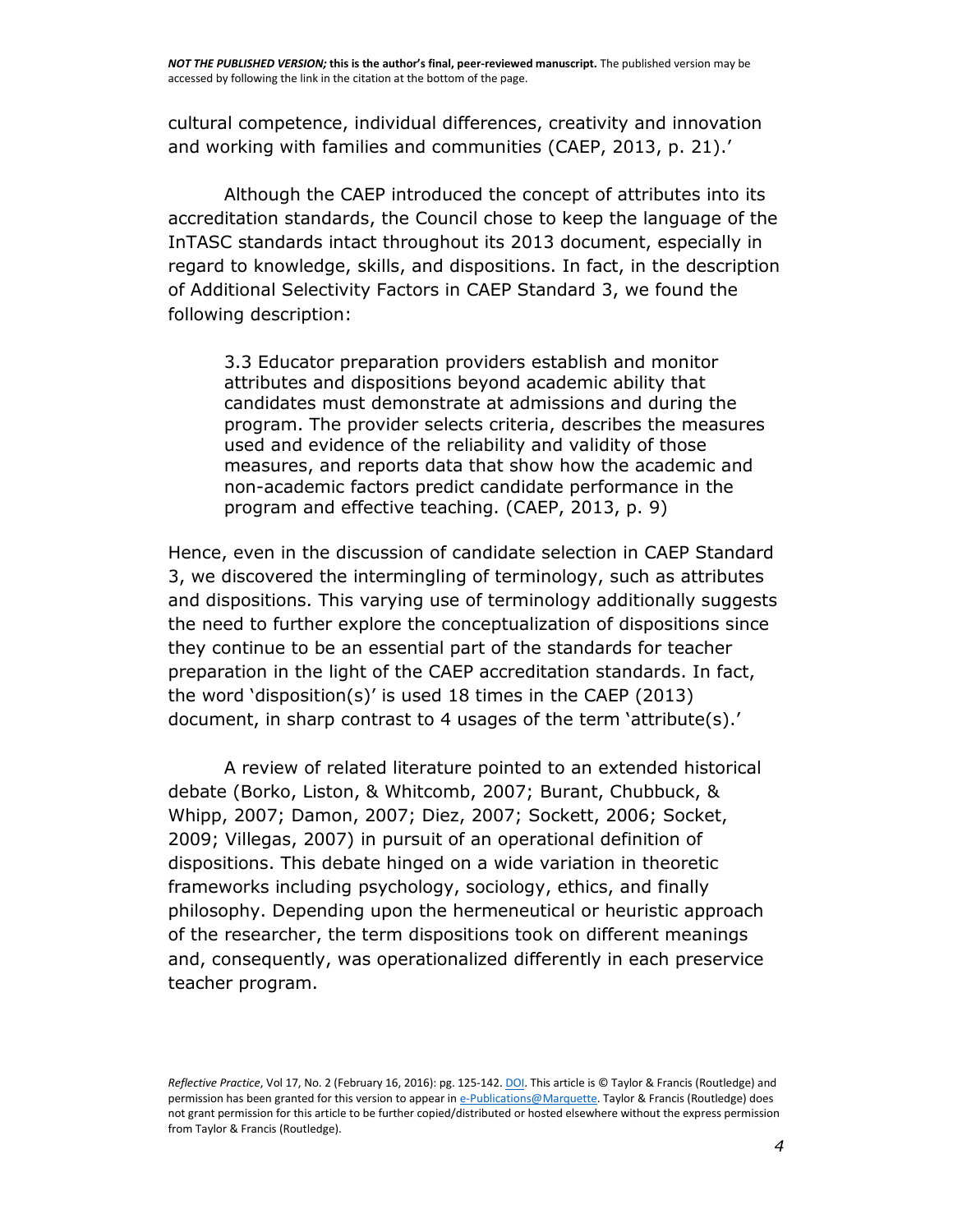cultural competence, individual differences, creativity and innovation and working with families and communities (CAEP, 2013, p. 21).'

Although the CAEP introduced the concept of attributes into its accreditation standards, the Council chose to keep the language of the InTASC standards intact throughout its 2013 document, especially in regard to knowledge, skills, and dispositions. In fact, in the description of Additional Selectivity Factors in CAEP Standard 3, we found the following description:

> 3.3 Educator preparation providers establish and monitor attributes and dispositions beyond academic ability that candidates must demonstrate at admissions and during the program. The provider selects criteria, describes the measures used and evidence of the reliability and validity of those measures, and reports data that show how the academic and non-academic factors predict candidate performance in the program and effective teaching. (CAEP, 2013, p. 9)

Hence, even in the discussion of candidate selection in CAEP Standard 3, we discovered the intermingling of terminology, such as attributes and dispositions. This varying use of terminology additionally suggests the need to further explore the conceptualization of dispositions since they continue to be an essential part of the standards for teacher preparation in the light of the CAEP accreditation standards. In fact, the word 'disposition(s)' is used 18 times in the CAEP (2013) document, in sharp contrast to 4 usages of the term 'attribute(s).'

A review of related literature pointed to an extended historical debate (Borko, Liston, & Whitcomb, 2007; Burant, Chubbuck, & Whipp, 2007; Damon, 2007; Diez, 2007; Sockett, 2006; Socket, 2009; Villegas, 2007) in pursuit of an operational definition of dispositions. This debate hinged on a wide variation in theoretic frameworks including psychology, sociology, ethics, and finally philosophy. Depending upon the hermeneutical or heuristic approach of the researcher, the term dispositions took on different meanings and, consequently, was operationalized differently in each preservice teacher program.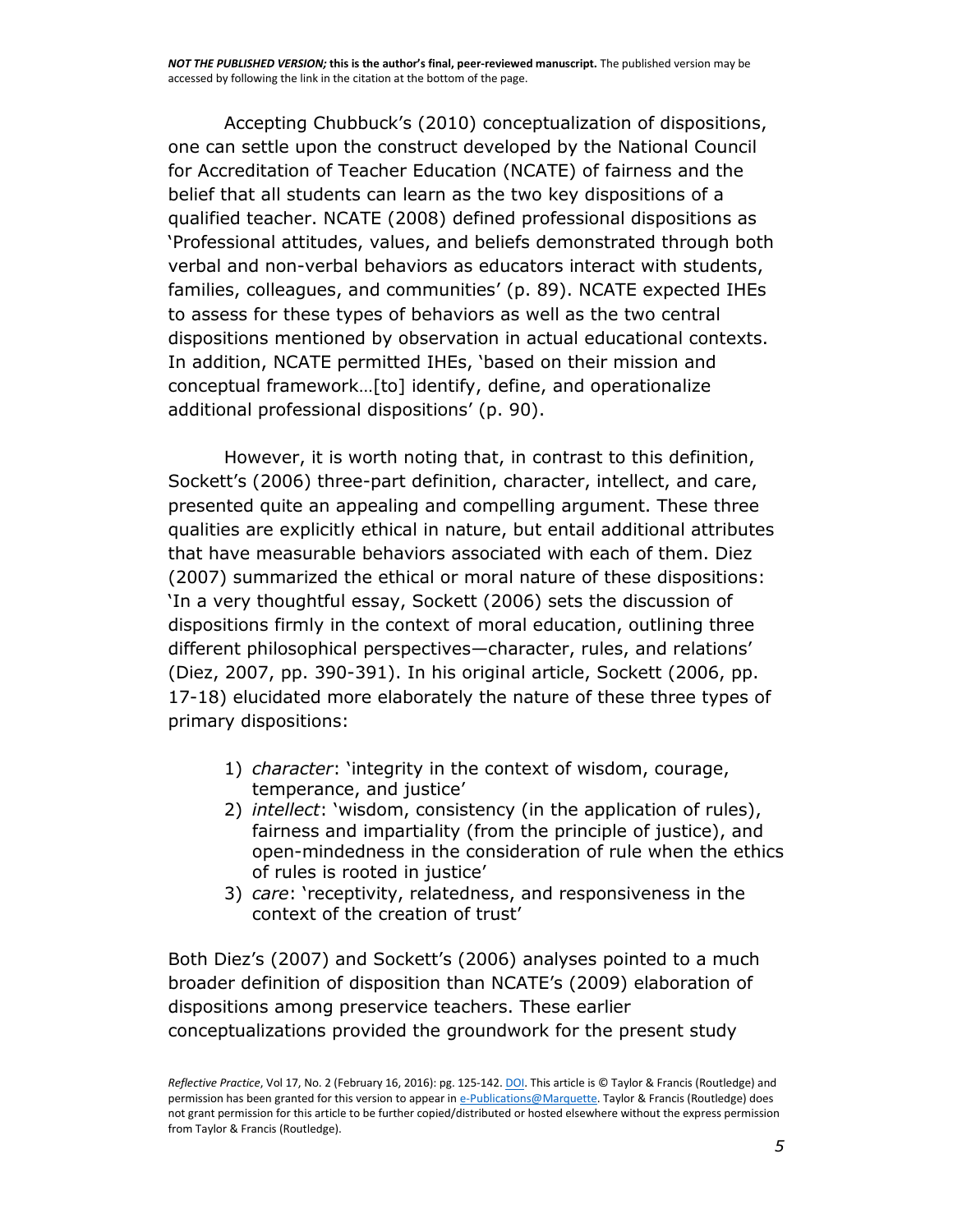Accepting Chubbuck's (2010) conceptualization of dispositions, one can settle upon the construct developed by the National Council for Accreditation of Teacher Education (NCATE) of fairness and the belief that all students can learn as the two key dispositions of a qualified teacher. NCATE (2008) defined professional dispositions as 'Professional attitudes, values, and beliefs demonstrated through both verbal and non-verbal behaviors as educators interact with students, families, colleagues, and communities' (p. 89). NCATE expected IHEs to assess for these types of behaviors as well as the two central dispositions mentioned by observation in actual educational contexts. In addition, NCATE permitted IHEs, 'based on their mission and conceptual framework…[to] identify, define, and operationalize additional professional dispositions' (p. 90).

However, it is worth noting that, in contrast to this definition, Sockett's (2006) three-part definition, character, intellect, and care, presented quite an appealing and compelling argument. These three qualities are explicitly ethical in nature, but entail additional attributes that have measurable behaviors associated with each of them. Diez (2007) summarized the ethical or moral nature of these dispositions: 'In a very thoughtful essay, Sockett (2006) sets the discussion of dispositions firmly in the context of moral education, outlining three different philosophical perspectives—character, rules, and relations' (Diez, 2007, pp. 390-391). In his original article, Sockett (2006, pp. 17-18) elucidated more elaborately the nature of these three types of primary dispositions:

1) *character*: 'integrity in the context of wisdom, courage, temperance, and justice'
2) *intellect*: 'wisdom, consistency (in the application of rules), fairness and impartiality (from the principle of justice), and open-mindedness in the consideration of rule when the ethics of rules is rooted in justice'
3) *care*: 'receptivity, relatedness, and responsiveness in the context of the creation of trust'

Both Diez's (2007) and Sockett's (2006) analyses pointed to a much broader definition of disposition than NCATE's (2009) elaboration of dispositions among preservice teachers. These earlier conceptualizations provided the groundwork for the present study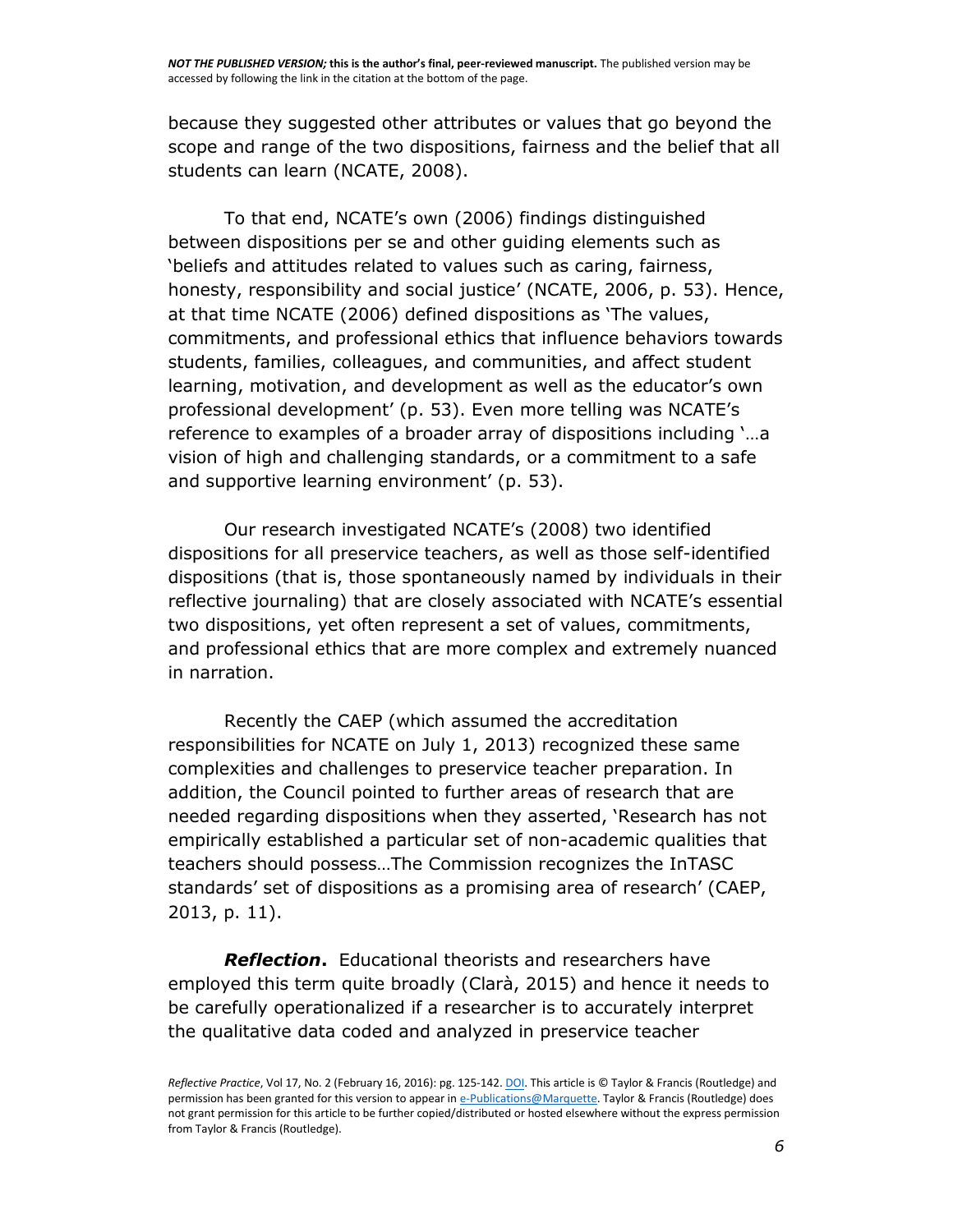because they suggested other attributes or values that go beyond the scope and range of the two dispositions, fairness and the belief that all students can learn (NCATE, 2008).

To that end, NCATE's own (2006) findings distinguished between dispositions per se and other guiding elements such as 'beliefs and attitudes related to values such as caring, fairness, honesty, responsibility and social justice' (NCATE, 2006, p. 53). Hence, at that time NCATE (2006) defined dispositions as 'The values, commitments, and professional ethics that influence behaviors towards students, families, colleagues, and communities, and affect student learning, motivation, and development as well as the educator's own professional development' (p. 53). Even more telling was NCATE's reference to examples of a broader array of dispositions including '…a vision of high and challenging standards, or a commitment to a safe and supportive learning environment' (p. 53).

Our research investigated NCATE's (2008) two identified dispositions for all preservice teachers, as well as those self-identified dispositions (that is, those spontaneously named by individuals in their reflective journaling) that are closely associated with NCATE's essential two dispositions, yet often represent a set of values, commitments, and professional ethics that are more complex and extremely nuanced in narration.

Recently the CAEP (which assumed the accreditation responsibilities for NCATE on July 1, 2013) recognized these same complexities and challenges to preservice teacher preparation. In addition, the Council pointed to further areas of research that are needed regarding dispositions when they asserted, 'Research has not empirically established a particular set of non-academic qualities that teachers should possess…The Commission recognizes the InTASC standards' set of dispositions as a promising area of research' (CAEP, 2013, p. 11).

***Reflection*.** Educational theorists and researchers have employed this term quite broadly (Clarà, 2015) and hence it needs to be carefully operationalized if a researcher is to accurately interpret the qualitative data coded and analyzed in preservice teacher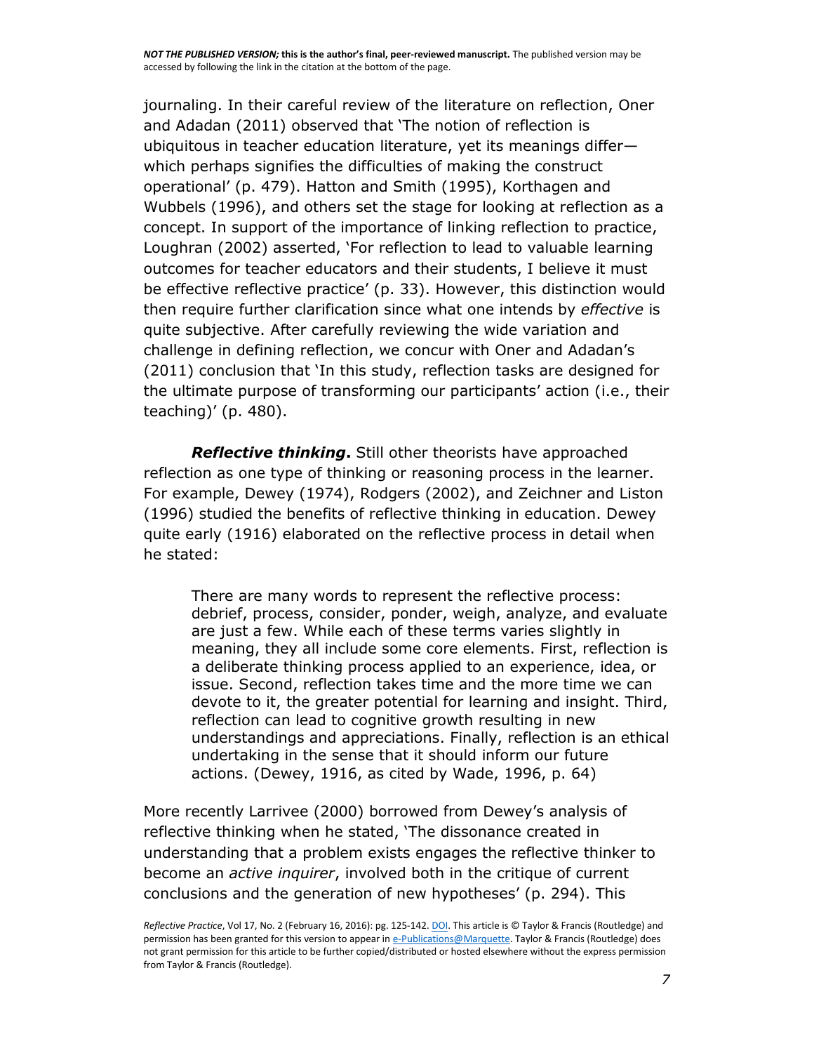journaling. In their careful review of the literature on reflection, Oner and Adadan (2011) observed that 'The notion of reflection is ubiquitous in teacher education literature, yet its meanings differ—which perhaps signifies the difficulties of making the construct operational' (p. 479). Hatton and Smith (1995), Korthagen and Wubbels (1996), and others set the stage for looking at reflection as a concept. In support of the importance of linking reflection to practice, Loughran (2002) asserted, 'For reflection to lead to valuable learning outcomes for teacher educators and their students, I believe it must be effective reflective practice' (p. 33). However, this distinction would then require further clarification since what one intends by *effective* is quite subjective. After carefully reviewing the wide variation and challenge in defining reflection, we concur with Oner and Adadan's (2011) conclusion that 'In this study, reflection tasks are designed for the ultimate purpose of transforming our participants' action (i.e., their teaching)' (p. 480).

***Reflective thinking*.** Still other theorists have approached reflection as one type of thinking or reasoning process in the learner. For example, Dewey (1974), Rodgers (2002), and Zeichner and Liston (1996) studied the benefits of reflective thinking in education. Dewey quite early (1916) elaborated on the reflective process in detail when he stated:

> There are many words to represent the reflective process: debrief, process, consider, ponder, weigh, analyze, and evaluate are just a few. While each of these terms varies slightly in meaning, they all include some core elements. First, reflection is a deliberate thinking process applied to an experience, idea, or issue. Second, reflection takes time and the more time we can devote to it, the greater potential for learning and insight. Third, reflection can lead to cognitive growth resulting in new understandings and appreciations. Finally, reflection is an ethical undertaking in the sense that it should inform our future actions. (Dewey, 1916, as cited by Wade, 1996, p. 64)

More recently Larrivee (2000) borrowed from Dewey's analysis of reflective thinking when he stated, 'The dissonance created in understanding that a problem exists engages the reflective thinker to become an *active inquirer*, involved both in the critique of current conclusions and the generation of new hypotheses' (p. 294). This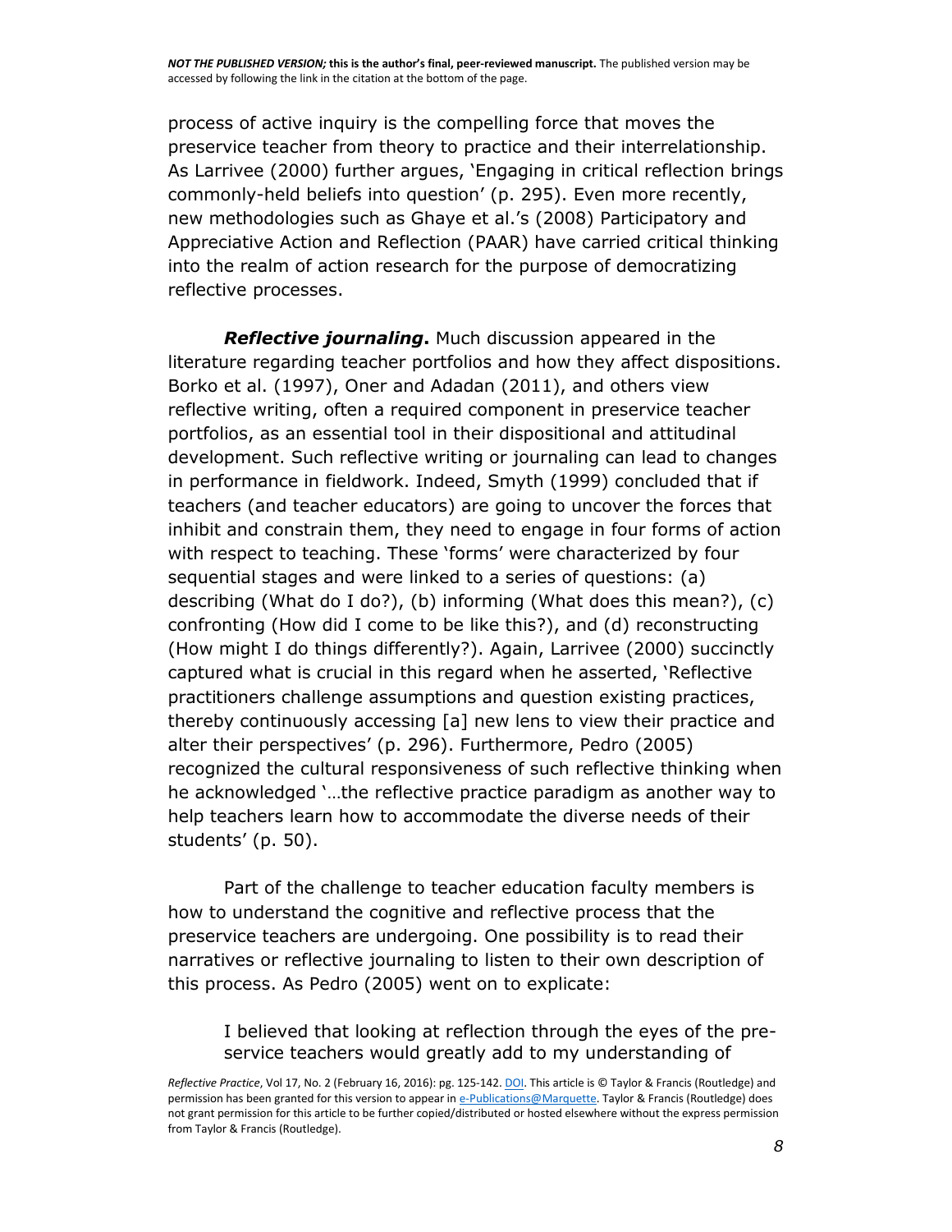process of active inquiry is the compelling force that moves the preservice teacher from theory to practice and their interrelationship. As Larrivee (2000) further argues, 'Engaging in critical reflection brings commonly-held beliefs into question' (p. 295). Even more recently, new methodologies such as Ghaye et al.'s (2008) Participatory and Appreciative Action and Reflection (PAAR) have carried critical thinking into the realm of action research for the purpose of democratizing reflective processes.

***Reflective journaling*.** Much discussion appeared in the literature regarding teacher portfolios and how they affect dispositions. Borko et al. (1997), Oner and Adadan (2011), and others view reflective writing, often a required component in preservice teacher portfolios, as an essential tool in their dispositional and attitudinal development. Such reflective writing or journaling can lead to changes in performance in fieldwork. Indeed, Smyth (1999) concluded that if teachers (and teacher educators) are going to uncover the forces that inhibit and constrain them, they need to engage in four forms of action with respect to teaching. These 'forms' were characterized by four sequential stages and were linked to a series of questions: (a) describing (What do I do?), (b) informing (What does this mean?), (c) confronting (How did I come to be like this?), and (d) reconstructing (How might I do things differently?). Again, Larrivee (2000) succinctly captured what is crucial in this regard when he asserted, 'Reflective practitioners challenge assumptions and question existing practices, thereby continuously accessing [a] new lens to view their practice and alter their perspectives' (p. 296). Furthermore, Pedro (2005) recognized the cultural responsiveness of such reflective thinking when he acknowledged '…the reflective practice paradigm as another way to help teachers learn how to accommodate the diverse needs of their students' (p. 50).

Part of the challenge to teacher education faculty members is how to understand the cognitive and reflective process that the preservice teachers are undergoing. One possibility is to read their narratives or reflective journaling to listen to their own description of this process. As Pedro (2005) went on to explicate:

> I believed that looking at reflection through the eyes of the pre-service teachers would greatly add to my understanding of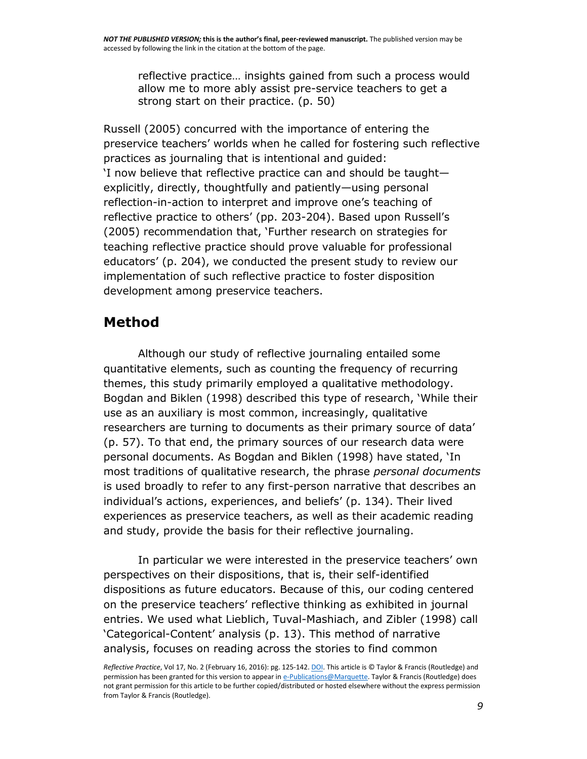> reflective practice… insights gained from such a process would allow me to more ably assist pre-service teachers to get a strong start on their practice. (p. 50)

Russell (2005) concurred with the importance of entering the preservice teachers' worlds when he called for fostering such reflective practices as journaling that is intentional and guided: 'I now believe that reflective practice can and should be taught—explicitly, directly, thoughtfully and patiently—using personal reflection-in-action to interpret and improve one's teaching of reflective practice to others' (pp. 203-204). Based upon Russell's (2005) recommendation that, 'Further research on strategies for teaching reflective practice should prove valuable for professional educators' (p. 204), we conducted the present study to review our implementation of such reflective practice to foster disposition development among preservice teachers.

## Method

Although our study of reflective journaling entailed some quantitative elements, such as counting the frequency of recurring themes, this study primarily employed a qualitative methodology. Bogdan and Biklen (1998) described this type of research, 'While their use as an auxiliary is most common, increasingly, qualitative researchers are turning to documents as their primary source of data' (p. 57). To that end, the primary sources of our research data were personal documents. As Bogdan and Biklen (1998) have stated, 'In most traditions of qualitative research, the phrase *personal documents* is used broadly to refer to any first-person narrative that describes an individual's actions, experiences, and beliefs' (p. 134). Their lived experiences as preservice teachers, as well as their academic reading and study, provide the basis for their reflective journaling.

In particular we were interested in the preservice teachers' own perspectives on their dispositions, that is, their self-identified dispositions as future educators. Because of this, our coding centered on the preservice teachers' reflective thinking as exhibited in journal entries. We used what Lieblich, Tuval-Mashiach, and Zibler (1998) call 'Categorical-Content' analysis (p. 13). This method of narrative analysis, focuses on reading across the stories to find common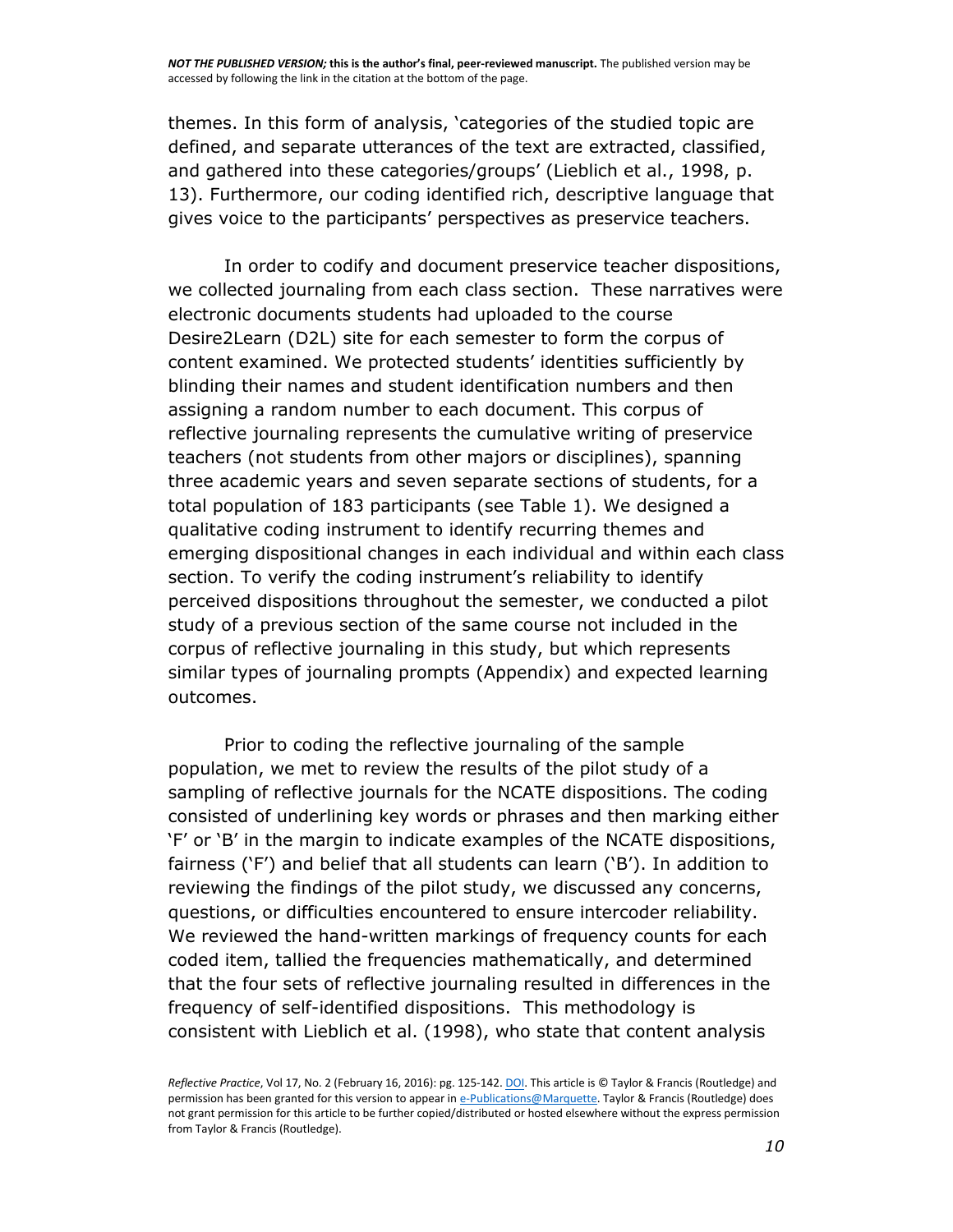themes. In this form of analysis, 'categories of the studied topic are defined, and separate utterances of the text are extracted, classified, and gathered into these categories/groups' (Lieblich et al., 1998, p. 13). Furthermore, our coding identified rich, descriptive language that gives voice to the participants' perspectives as preservice teachers.

In order to codify and document preservice teacher dispositions, we collected journaling from each class section. These narratives were electronic documents students had uploaded to the course Desire2Learn (D2L) site for each semester to form the corpus of content examined. We protected students' identities sufficiently by blinding their names and student identification numbers and then assigning a random number to each document. This corpus of reflective journaling represents the cumulative writing of preservice teachers (not students from other majors or disciplines), spanning three academic years and seven separate sections of students, for a total population of 183 participants (see Table 1). We designed a qualitative coding instrument to identify recurring themes and emerging dispositional changes in each individual and within each class section. To verify the coding instrument's reliability to identify perceived dispositions throughout the semester, we conducted a pilot study of a previous section of the same course not included in the corpus of reflective journaling in this study, but which represents similar types of journaling prompts (Appendix) and expected learning outcomes.

Prior to coding the reflective journaling of the sample population, we met to review the results of the pilot study of a sampling of reflective journals for the NCATE dispositions. The coding consisted of underlining key words or phrases and then marking either 'F' or 'B' in the margin to indicate examples of the NCATE dispositions, fairness ('F') and belief that all students can learn ('B'). In addition to reviewing the findings of the pilot study, we discussed any concerns, questions, or difficulties encountered to ensure intercoder reliability. We reviewed the hand-written markings of frequency counts for each coded item, tallied the frequencies mathematically, and determined that the four sets of reflective journaling resulted in differences in the frequency of self-identified dispositions. This methodology is consistent with Lieblich et al. (1998), who state that content analysis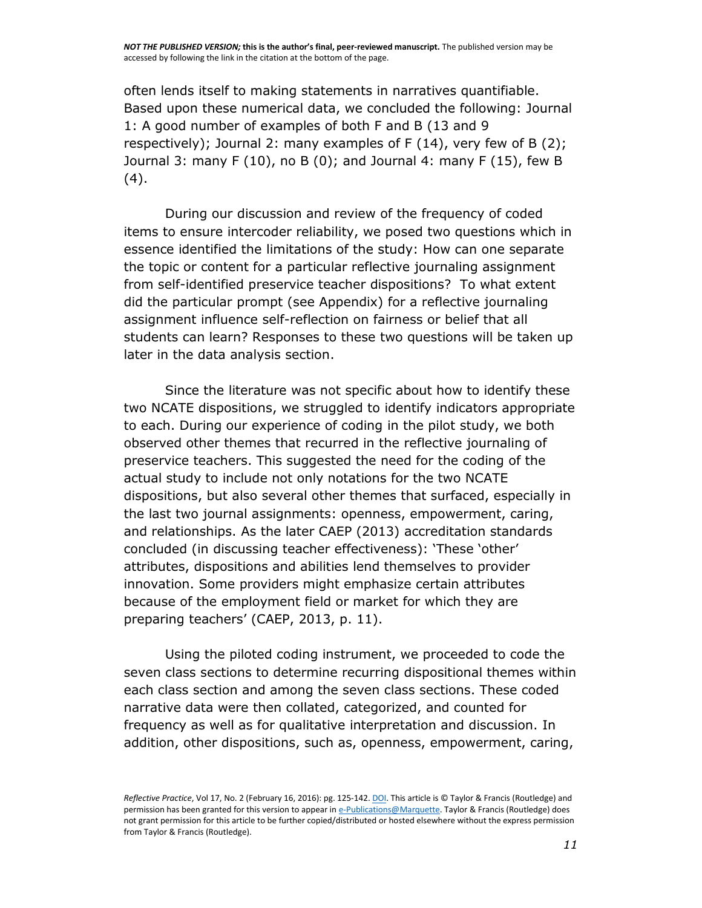often lends itself to making statements in narratives quantifiable. Based upon these numerical data, we concluded the following: Journal 1: A good number of examples of both F and B (13 and 9 respectively); Journal 2: many examples of F (14), very few of B (2); Journal 3: many F (10), no B (0); and Journal 4: many F (15), few B (4).

During our discussion and review of the frequency of coded items to ensure intercoder reliability, we posed two questions which in essence identified the limitations of the study: How can one separate the topic or content for a particular reflective journaling assignment from self-identified preservice teacher dispositions? To what extent did the particular prompt (see Appendix) for a reflective journaling assignment influence self-reflection on fairness or belief that all students can learn? Responses to these two questions will be taken up later in the data analysis section.

Since the literature was not specific about how to identify these two NCATE dispositions, we struggled to identify indicators appropriate to each. During our experience of coding in the pilot study, we both observed other themes that recurred in the reflective journaling of preservice teachers. This suggested the need for the coding of the actual study to include not only notations for the two NCATE dispositions, but also several other themes that surfaced, especially in the last two journal assignments: openness, empowerment, caring, and relationships. As the later CAEP (2013) accreditation standards concluded (in discussing teacher effectiveness): 'These 'other' attributes, dispositions and abilities lend themselves to provider innovation. Some providers might emphasize certain attributes because of the employment field or market for which they are preparing teachers' (CAEP, 2013, p. 11).

Using the piloted coding instrument, we proceeded to code the seven class sections to determine recurring dispositional themes within each class section and among the seven class sections. These coded narrative data were then collated, categorized, and counted for frequency as well as for qualitative interpretation and discussion. In addition, other dispositions, such as, openness, empowerment, caring,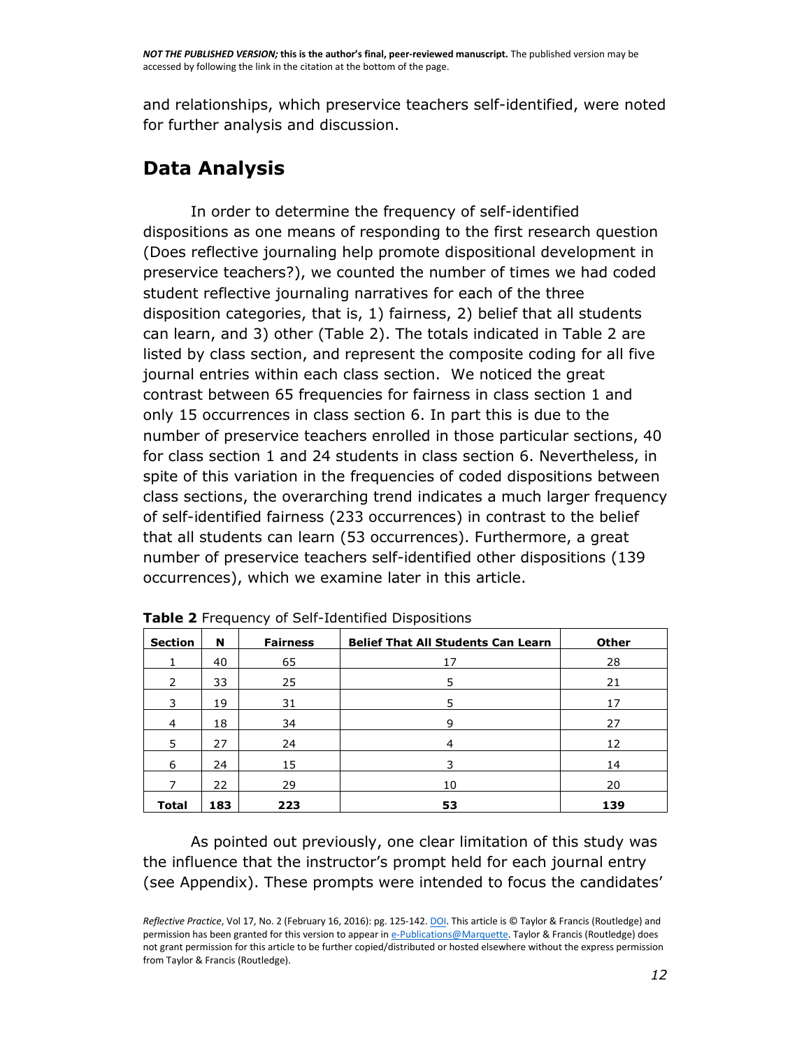and relationships, which preservice teachers self-identified, were noted for further analysis and discussion.

## Data Analysis

In order to determine the frequency of self-identified dispositions as one means of responding to the first research question (Does reflective journaling help promote dispositional development in preservice teachers?), we counted the number of times we had coded student reflective journaling narratives for each of the three disposition categories, that is, 1) fairness, 2) belief that all students can learn, and 3) other (Table 2). The totals indicated in Table 2 are listed by class section, and represent the composite coding for all five journal entries within each class section. We noticed the great contrast between 65 frequencies for fairness in class section 1 and only 15 occurrences in class section 6. In part this is due to the number of preservice teachers enrolled in those particular sections, 40 for class section 1 and 24 students in class section 6. Nevertheless, in spite of this variation in the frequencies of coded dispositions between class sections, the overarching trend indicates a much larger frequency of self-identified fairness (233 occurrences) in contrast to the belief that all students can learn (53 occurrences). Furthermore, a great number of preservice teachers self-identified other dispositions (139 occurrences), which we examine later in this article.

**Table 2** Frequency of Self-Identified Dispositions

| Section | N | Fairness | Belief That All Students Can Learn | Other |
|---|---|---|---|---|
| 1 | 40 | 65 | 17 | 28 |
| 2 | 33 | 25 | 5 | 21 |
| 3 | 19 | 31 | 5 | 17 |
| 4 | 18 | 34 | 9 | 27 |
| 5 | 27 | 24 | 4 | 12 |
| 6 | 24 | 15 | 3 | 14 |
| 7 | 22 | 29 | 10 | 20 |
| **Total** | **183** | **223** | **53** | **139** |

As pointed out previously, one clear limitation of this study was the influence that the instructor's prompt held for each journal entry (see Appendix). These prompts were intended to focus the candidates'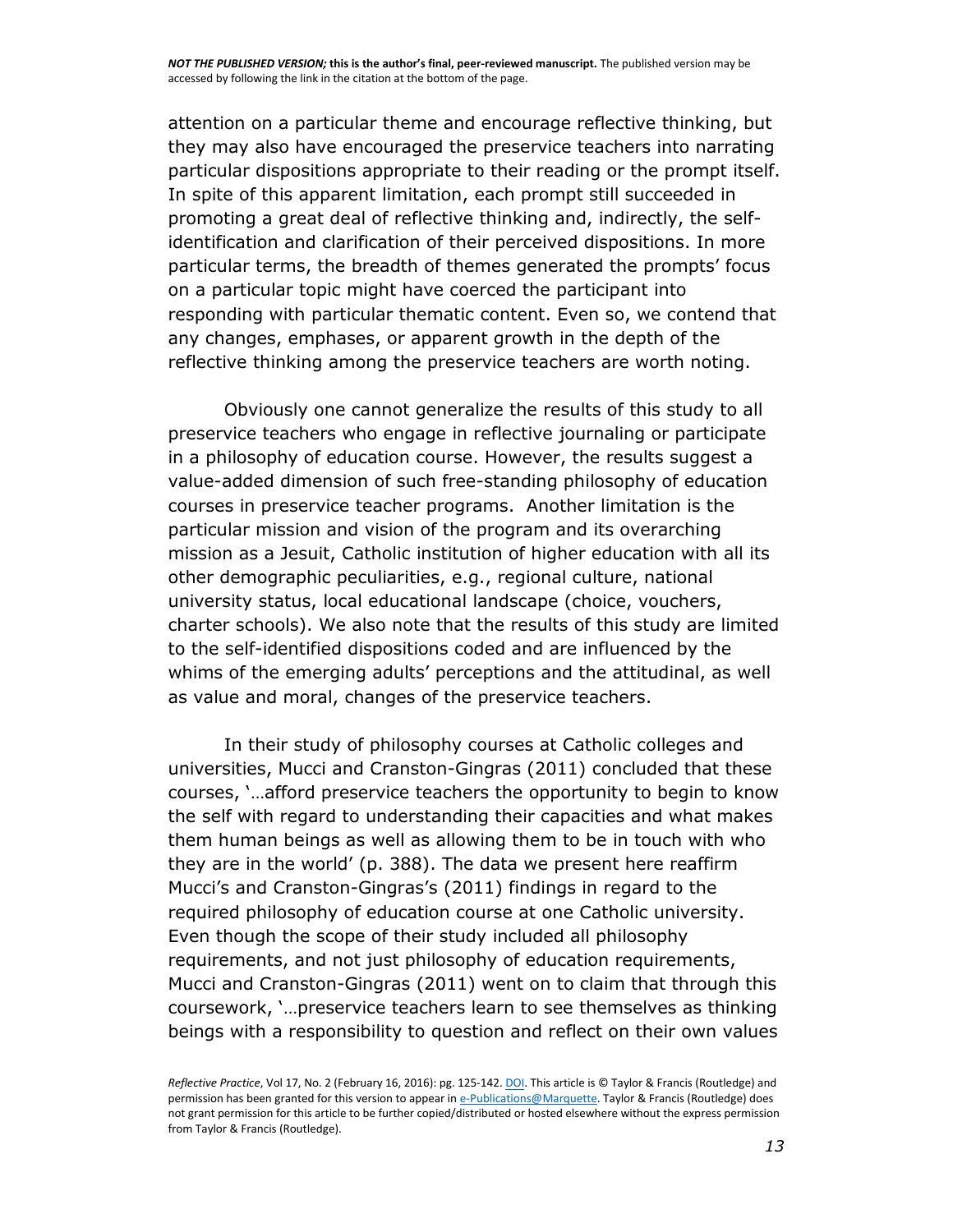attention on a particular theme and encourage reflective thinking, but they may also have encouraged the preservice teachers into narrating particular dispositions appropriate to their reading or the prompt itself. In spite of this apparent limitation, each prompt still succeeded in promoting a great deal of reflective thinking and, indirectly, the self-identification and clarification of their perceived dispositions. In more particular terms, the breadth of themes generated the prompts' focus on a particular topic might have coerced the participant into responding with particular thematic content. Even so, we contend that any changes, emphases, or apparent growth in the depth of the reflective thinking among the preservice teachers are worth noting.

Obviously one cannot generalize the results of this study to all preservice teachers who engage in reflective journaling or participate in a philosophy of education course. However, the results suggest a value-added dimension of such free-standing philosophy of education courses in preservice teacher programs. Another limitation is the particular mission and vision of the program and its overarching mission as a Jesuit, Catholic institution of higher education with all its other demographic peculiarities, e.g., regional culture, national university status, local educational landscape (choice, vouchers, charter schools). We also note that the results of this study are limited to the self-identified dispositions coded and are influenced by the whims of the emerging adults' perceptions and the attitudinal, as well as value and moral, changes of the preservice teachers.

In their study of philosophy courses at Catholic colleges and universities, Mucci and Cranston-Gingras (2011) concluded that these courses, '…afford preservice teachers the opportunity to begin to know the self with regard to understanding their capacities and what makes them human beings as well as allowing them to be in touch with who they are in the world' (p. 388). The data we present here reaffirm Mucci's and Cranston-Gingras's (2011) findings in regard to the required philosophy of education course at one Catholic university. Even though the scope of their study included all philosophy requirements, and not just philosophy of education requirements, Mucci and Cranston-Gingras (2011) went on to claim that through this coursework, '…preservice teachers learn to see themselves as thinking beings with a responsibility to question and reflect on their own values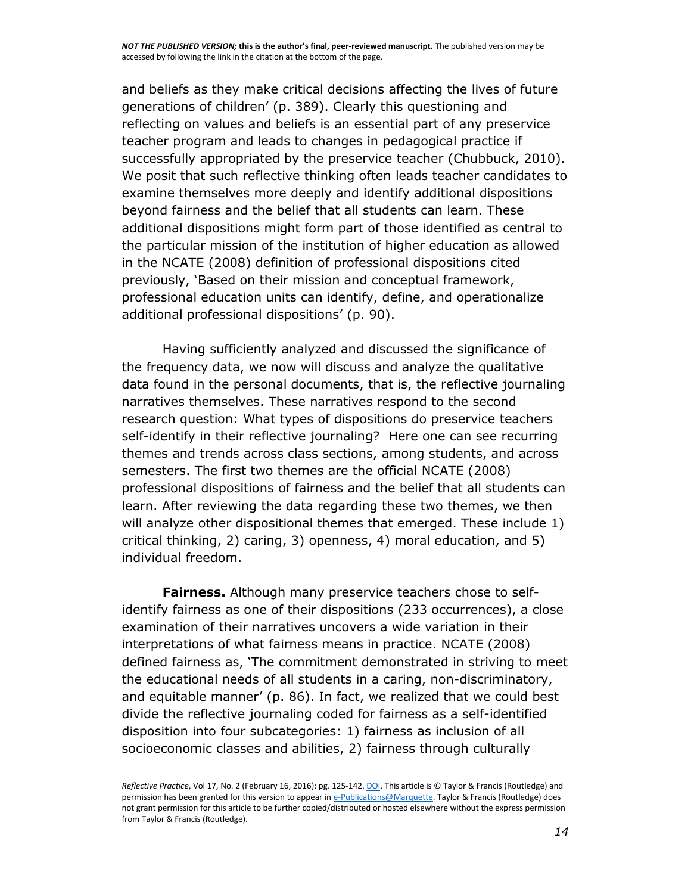and beliefs as they make critical decisions affecting the lives of future generations of children' (p. 389). Clearly this questioning and reflecting on values and beliefs is an essential part of any preservice teacher program and leads to changes in pedagogical practice if successfully appropriated by the preservice teacher (Chubbuck, 2010). We posit that such reflective thinking often leads teacher candidates to examine themselves more deeply and identify additional dispositions beyond fairness and the belief that all students can learn. These additional dispositions might form part of those identified as central to the particular mission of the institution of higher education as allowed in the NCATE (2008) definition of professional dispositions cited previously, 'Based on their mission and conceptual framework, professional education units can identify, define, and operationalize additional professional dispositions' (p. 90).

Having sufficiently analyzed and discussed the significance of the frequency data, we now will discuss and analyze the qualitative data found in the personal documents, that is, the reflective journaling narratives themselves. These narratives respond to the second research question: What types of dispositions do preservice teachers self-identify in their reflective journaling? Here one can see recurring themes and trends across class sections, among students, and across semesters. The first two themes are the official NCATE (2008) professional dispositions of fairness and the belief that all students can learn. After reviewing the data regarding these two themes, we then will analyze other dispositional themes that emerged. These include 1) critical thinking, 2) caring, 3) openness, 4) moral education, and 5) individual freedom.

**Fairness.** Although many preservice teachers chose to self-identify fairness as one of their dispositions (233 occurrences), a close examination of their narratives uncovers a wide variation in their interpretations of what fairness means in practice. NCATE (2008) defined fairness as, 'The commitment demonstrated in striving to meet the educational needs of all students in a caring, non-discriminatory, and equitable manner' (p. 86). In fact, we realized that we could best divide the reflective journaling coded for fairness as a self-identified disposition into four subcategories: 1) fairness as inclusion of all socioeconomic classes and abilities, 2) fairness through culturally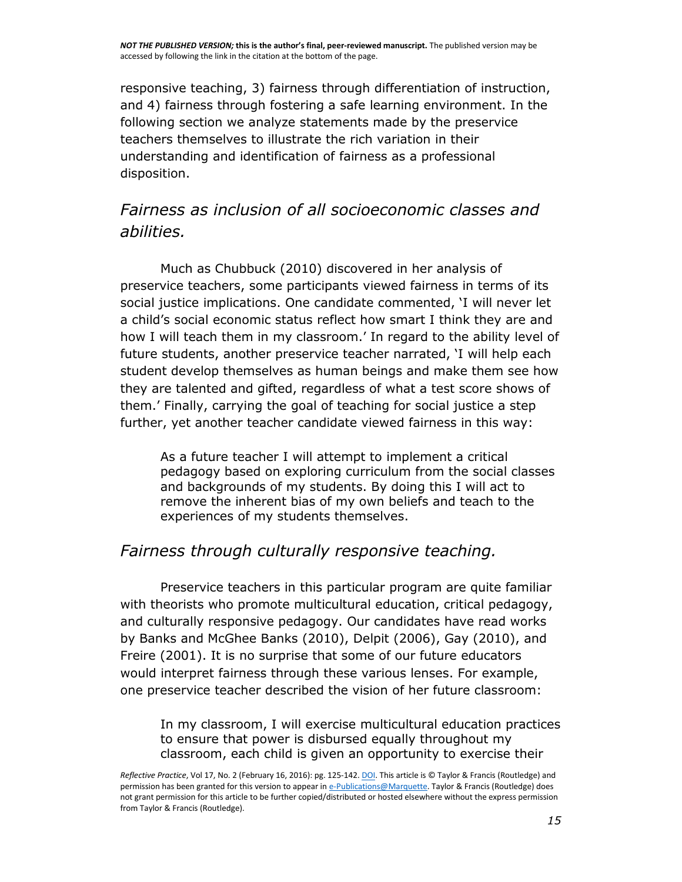responsive teaching, 3) fairness through differentiation of instruction, and 4) fairness through fostering a safe learning environment. In the following section we analyze statements made by the preservice teachers themselves to illustrate the rich variation in their understanding and identification of fairness as a professional disposition.

### *Fairness as inclusion of all socioeconomic classes and abilities.*

Much as Chubbuck (2010) discovered in her analysis of preservice teachers, some participants viewed fairness in terms of its social justice implications. One candidate commented, 'I will never let a child's social economic status reflect how smart I think they are and how I will teach them in my classroom.' In regard to the ability level of future students, another preservice teacher narrated, 'I will help each student develop themselves as human beings and make them see how they are talented and gifted, regardless of what a test score shows of them.' Finally, carrying the goal of teaching for social justice a step further, yet another teacher candidate viewed fairness in this way:

> As a future teacher I will attempt to implement a critical pedagogy based on exploring curriculum from the social classes and backgrounds of my students. By doing this I will act to remove the inherent bias of my own beliefs and teach to the experiences of my students themselves.

### *Fairness through culturally responsive teaching.*

Preservice teachers in this particular program are quite familiar with theorists who promote multicultural education, critical pedagogy, and culturally responsive pedagogy. Our candidates have read works by Banks and McGhee Banks (2010), Delpit (2006), Gay (2010), and Freire (2001). It is no surprise that some of our future educators would interpret fairness through these various lenses. For example, one preservice teacher described the vision of her future classroom:

> In my classroom, I will exercise multicultural education practices to ensure that power is disbursed equally throughout my classroom, each child is given an opportunity to exercise their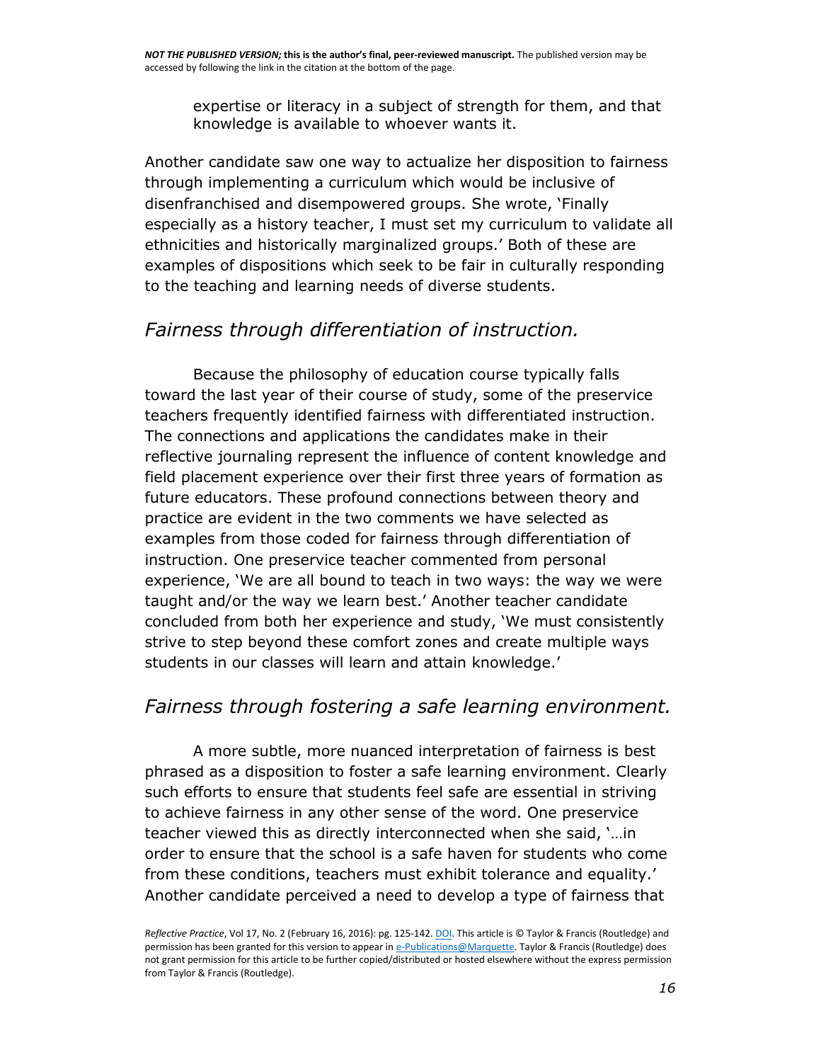expertise or literacy in a subject of strength for them, and that knowledge is available to whoever wants it.

Another candidate saw one way to actualize her disposition to fairness through implementing a curriculum which would be inclusive of disenfranchised and disempowered groups. She wrote, 'Finally especially as a history teacher, I must set my curriculum to validate all ethnicities and historically marginalized groups.' Both of these are examples of dispositions which seek to be fair in culturally responding to the teaching and learning needs of diverse students.

## *Fairness through differentiation of instruction.*

Because the philosophy of education course typically falls toward the last year of their course of study, some of the preservice teachers frequently identified fairness with differentiated instruction. The connections and applications the candidates make in their reflective journaling represent the influence of content knowledge and field placement experience over their first three years of formation as future educators. These profound connections between theory and practice are evident in the two comments we have selected as examples from those coded for fairness through differentiation of instruction. One preservice teacher commented from personal experience, 'We are all bound to teach in two ways: the way we were taught and/or the way we learn best.' Another teacher candidate concluded from both her experience and study, 'We must consistently strive to step beyond these comfort zones and create multiple ways students in our classes will learn and attain knowledge.'

## *Fairness through fostering a safe learning environment.*

A more subtle, more nuanced interpretation of fairness is best phrased as a disposition to foster a safe learning environment. Clearly such efforts to ensure that students feel safe are essential in striving to achieve fairness in any other sense of the word. One preservice teacher viewed this as directly interconnected when she said, '…in order to ensure that the school is a safe haven for students who come from these conditions, teachers must exhibit tolerance and equality.' Another candidate perceived a need to develop a type of fairness that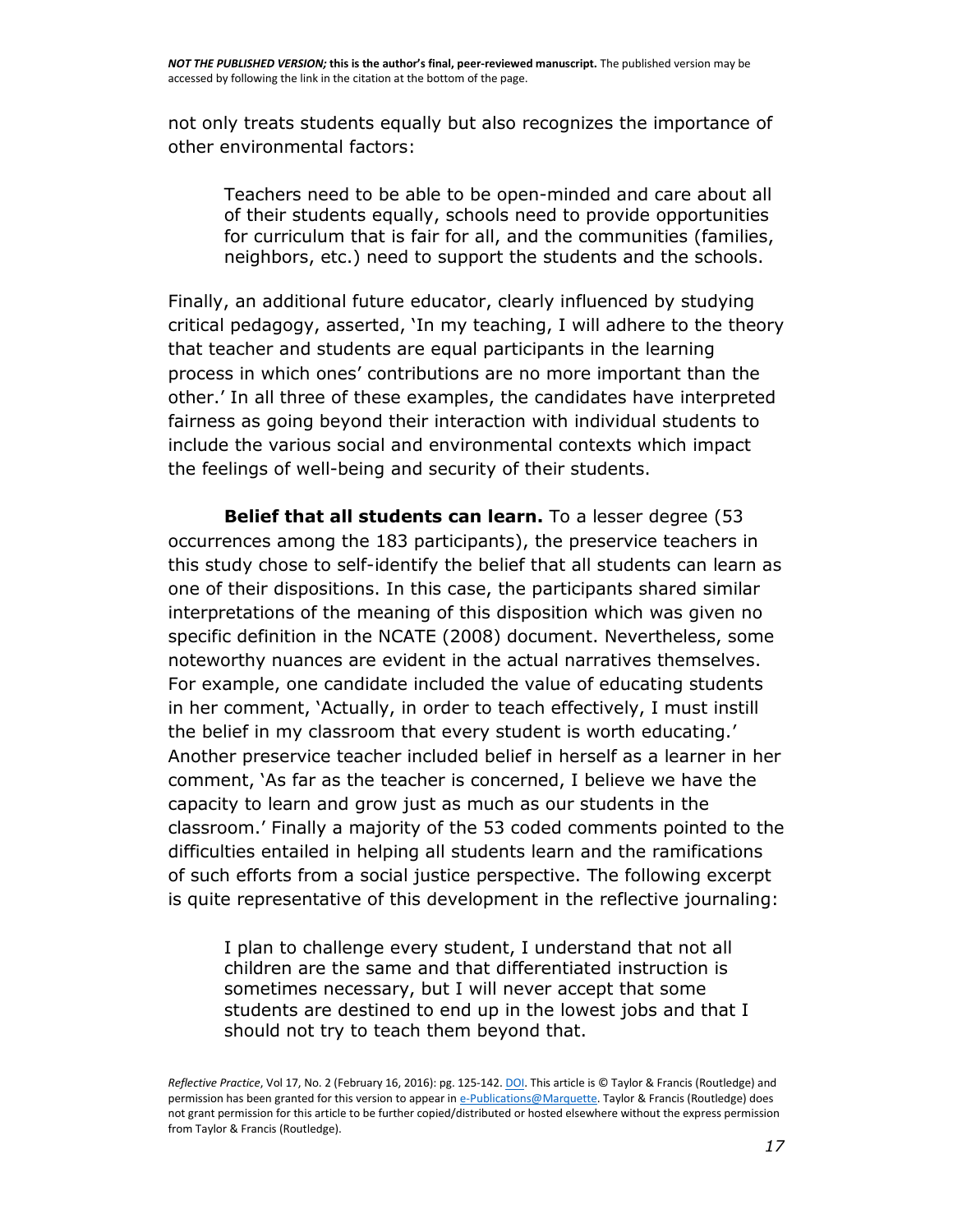not only treats students equally but also recognizes the importance of other environmental factors:

> Teachers need to be able to be open-minded and care about all of their students equally, schools need to provide opportunities for curriculum that is fair for all, and the communities (families, neighbors, etc.) need to support the students and the schools.

Finally, an additional future educator, clearly influenced by studying critical pedagogy, asserted, 'In my teaching, I will adhere to the theory that teacher and students are equal participants in the learning process in which ones' contributions are no more important than the other.' In all three of these examples, the candidates have interpreted fairness as going beyond their interaction with individual students to include the various social and environmental contexts which impact the feelings of well-being and security of their students.

**Belief that all students can learn.** To a lesser degree (53 occurrences among the 183 participants), the preservice teachers in this study chose to self-identify the belief that all students can learn as one of their dispositions. In this case, the participants shared similar interpretations of the meaning of this disposition which was given no specific definition in the NCATE (2008) document. Nevertheless, some noteworthy nuances are evident in the actual narratives themselves. For example, one candidate included the value of educating students in her comment, 'Actually, in order to teach effectively, I must instill the belief in my classroom that every student is worth educating.' Another preservice teacher included belief in herself as a learner in her comment, 'As far as the teacher is concerned, I believe we have the capacity to learn and grow just as much as our students in the classroom.' Finally a majority of the 53 coded comments pointed to the difficulties entailed in helping all students learn and the ramifications of such efforts from a social justice perspective. The following excerpt is quite representative of this development in the reflective journaling:

> I plan to challenge every student, I understand that not all children are the same and that differentiated instruction is sometimes necessary, but I will never accept that some students are destined to end up in the lowest jobs and that I should not try to teach them beyond that.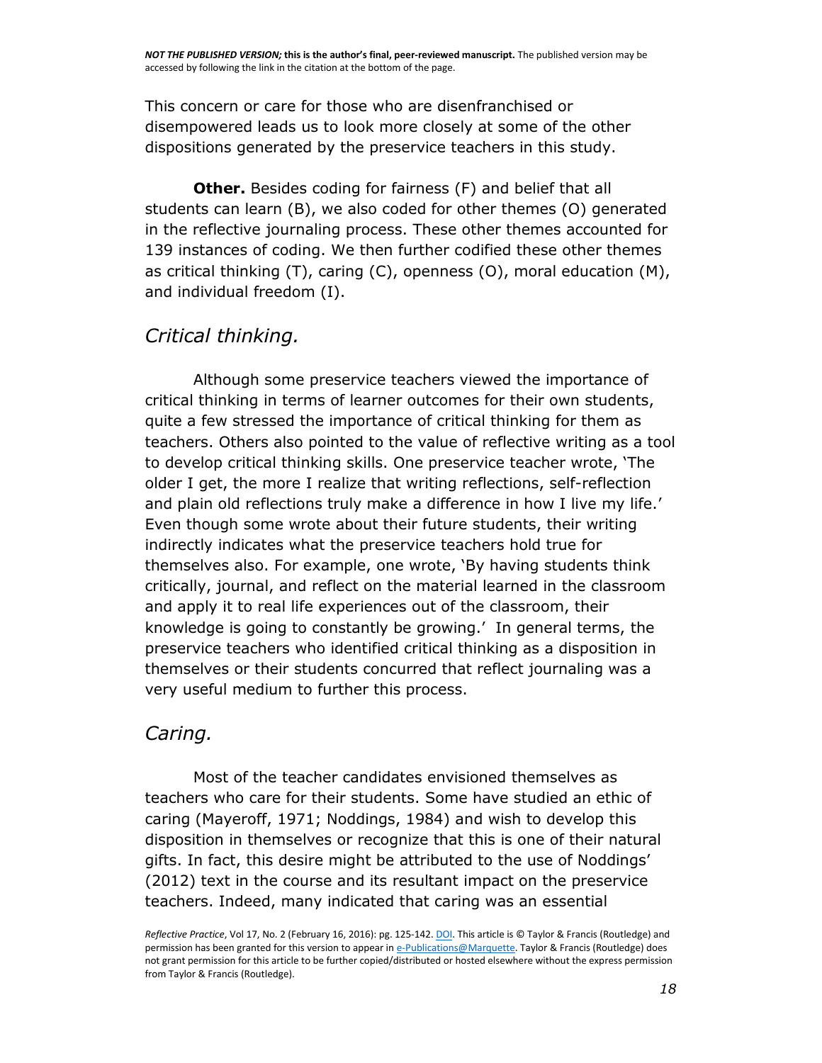This concern or care for those who are disenfranchised or disempowered leads us to look more closely at some of the other dispositions generated by the preservice teachers in this study.

**Other.** Besides coding for fairness (F) and belief that all students can learn (B), we also coded for other themes (O) generated in the reflective journaling process. These other themes accounted for 139 instances of coding. We then further codified these other themes as critical thinking (T), caring (C), openness (O), moral education (M), and individual freedom (I).

## *Critical thinking.*

Although some preservice teachers viewed the importance of critical thinking in terms of learner outcomes for their own students, quite a few stressed the importance of critical thinking for them as teachers. Others also pointed to the value of reflective writing as a tool to develop critical thinking skills. One preservice teacher wrote, 'The older I get, the more I realize that writing reflections, self-reflection and plain old reflections truly make a difference in how I live my life.' Even though some wrote about their future students, their writing indirectly indicates what the preservice teachers hold true for themselves also. For example, one wrote, 'By having students think critically, journal, and reflect on the material learned in the classroom and apply it to real life experiences out of the classroom, their knowledge is going to constantly be growing.' In general terms, the preservice teachers who identified critical thinking as a disposition in themselves or their students concurred that reflect journaling was a very useful medium to further this process.

## *Caring.*

Most of the teacher candidates envisioned themselves as teachers who care for their students. Some have studied an ethic of caring (Mayeroff, 1971; Noddings, 1984) and wish to develop this disposition in themselves or recognize that this is one of their natural gifts. In fact, this desire might be attributed to the use of Noddings' (2012) text in the course and its resultant impact on the preservice teachers. Indeed, many indicated that caring was an essential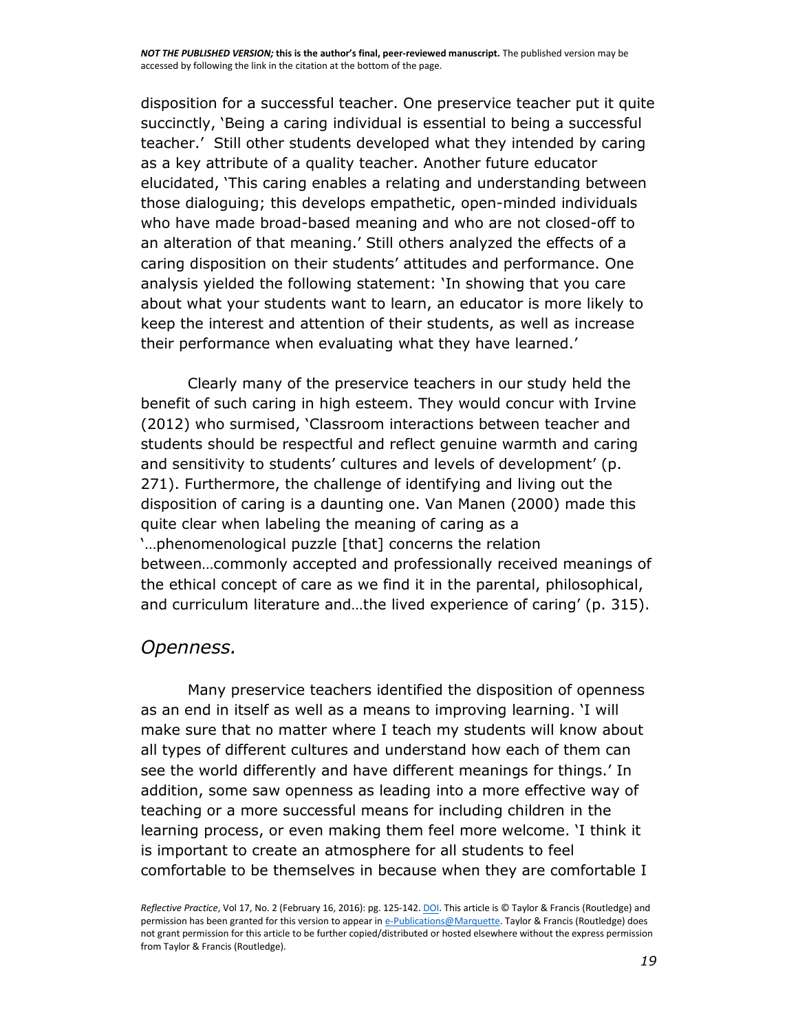disposition for a successful teacher. One preservice teacher put it quite succinctly, 'Being a caring individual is essential to being a successful teacher.' Still other students developed what they intended by caring as a key attribute of a quality teacher. Another future educator elucidated, 'This caring enables a relating and understanding between those dialoguing; this develops empathetic, open-minded individuals who have made broad-based meaning and who are not closed-off to an alteration of that meaning.' Still others analyzed the effects of a caring disposition on their students' attitudes and performance. One analysis yielded the following statement: 'In showing that you care about what your students want to learn, an educator is more likely to keep the interest and attention of their students, as well as increase their performance when evaluating what they have learned.'

Clearly many of the preservice teachers in our study held the benefit of such caring in high esteem. They would concur with Irvine (2012) who surmised, 'Classroom interactions between teacher and students should be respectful and reflect genuine warmth and caring and sensitivity to students' cultures and levels of development' (p. 271). Furthermore, the challenge of identifying and living out the disposition of caring is a daunting one. Van Manen (2000) made this quite clear when labeling the meaning of caring as a '…phenomenological puzzle [that] concerns the relation between…commonly accepted and professionally received meanings of the ethical concept of care as we find it in the parental, philosophical, and curriculum literature and…the lived experience of caring' (p. 315).

### *Openness.*

Many preservice teachers identified the disposition of openness as an end in itself as well as a means to improving learning. 'I will make sure that no matter where I teach my students will know about all types of different cultures and understand how each of them can see the world differently and have different meanings for things.' In addition, some saw openness as leading into a more effective way of teaching or a more successful means for including children in the learning process, or even making them feel more welcome. 'I think it is important to create an atmosphere for all students to feel comfortable to be themselves in because when they are comfortable I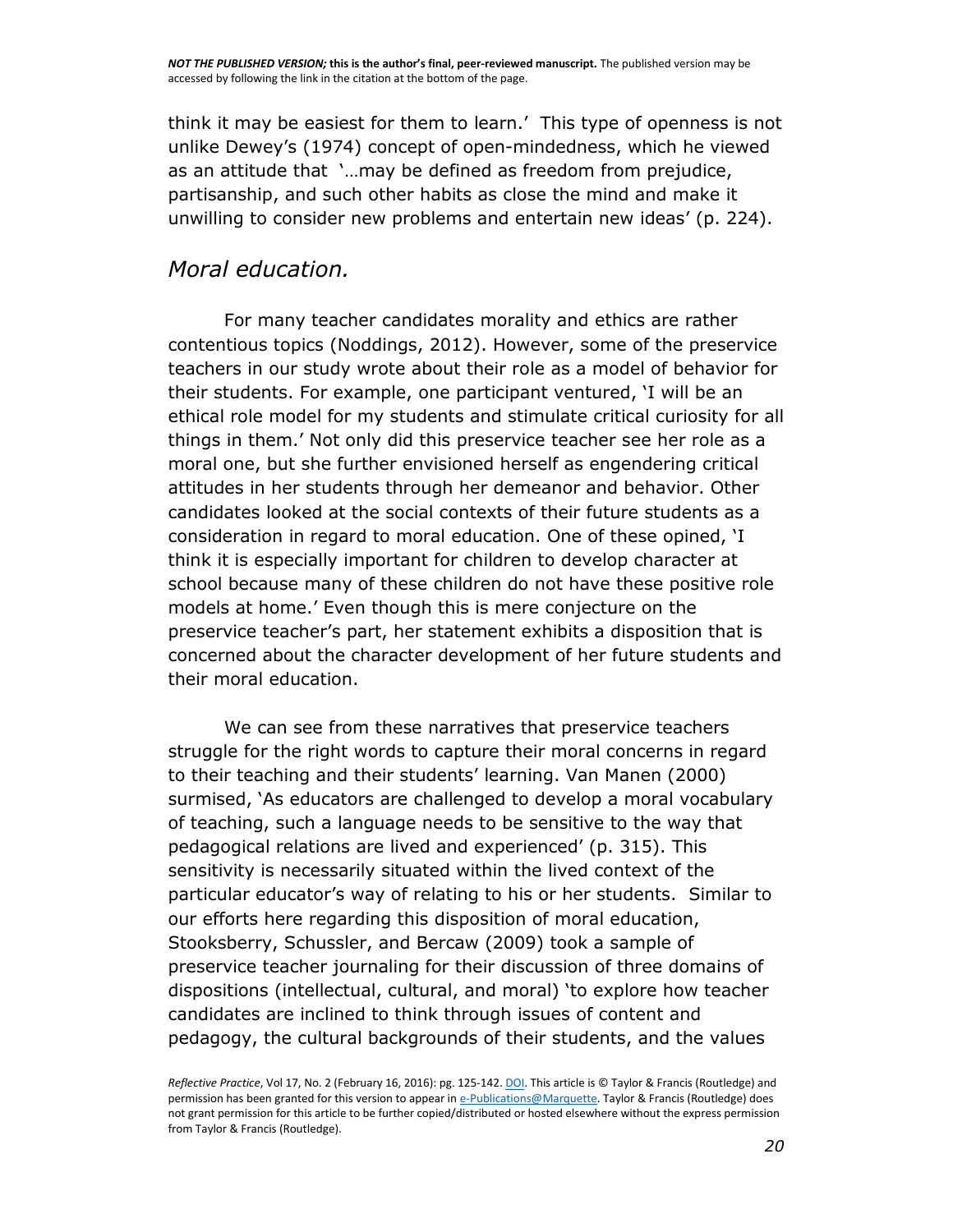think it may be easiest for them to learn.' This type of openness is not unlike Dewey's (1974) concept of open-mindedness, which he viewed as an attitude that '…may be defined as freedom from prejudice, partisanship, and such other habits as close the mind and make it unwilling to consider new problems and entertain new ideas' (p. 224).

### *Moral education.*

For many teacher candidates morality and ethics are rather contentious topics (Noddings, 2012). However, some of the preservice teachers in our study wrote about their role as a model of behavior for their students. For example, one participant ventured, 'I will be an ethical role model for my students and stimulate critical curiosity for all things in them.' Not only did this preservice teacher see her role as a moral one, but she further envisioned herself as engendering critical attitudes in her students through her demeanor and behavior. Other candidates looked at the social contexts of their future students as a consideration in regard to moral education. One of these opined, 'I think it is especially important for children to develop character at school because many of these children do not have these positive role models at home.' Even though this is mere conjecture on the preservice teacher's part, her statement exhibits a disposition that is concerned about the character development of her future students and their moral education.

We can see from these narratives that preservice teachers struggle for the right words to capture their moral concerns in regard to their teaching and their students' learning. Van Manen (2000) surmised, 'As educators are challenged to develop a moral vocabulary of teaching, such a language needs to be sensitive to the way that pedagogical relations are lived and experienced' (p. 315). This sensitivity is necessarily situated within the lived context of the particular educator's way of relating to his or her students. Similar to our efforts here regarding this disposition of moral education, Stooksberry, Schussler, and Bercaw (2009) took a sample of preservice teacher journaling for their discussion of three domains of dispositions (intellectual, cultural, and moral) 'to explore how teacher candidates are inclined to think through issues of content and pedagogy, the cultural backgrounds of their students, and the values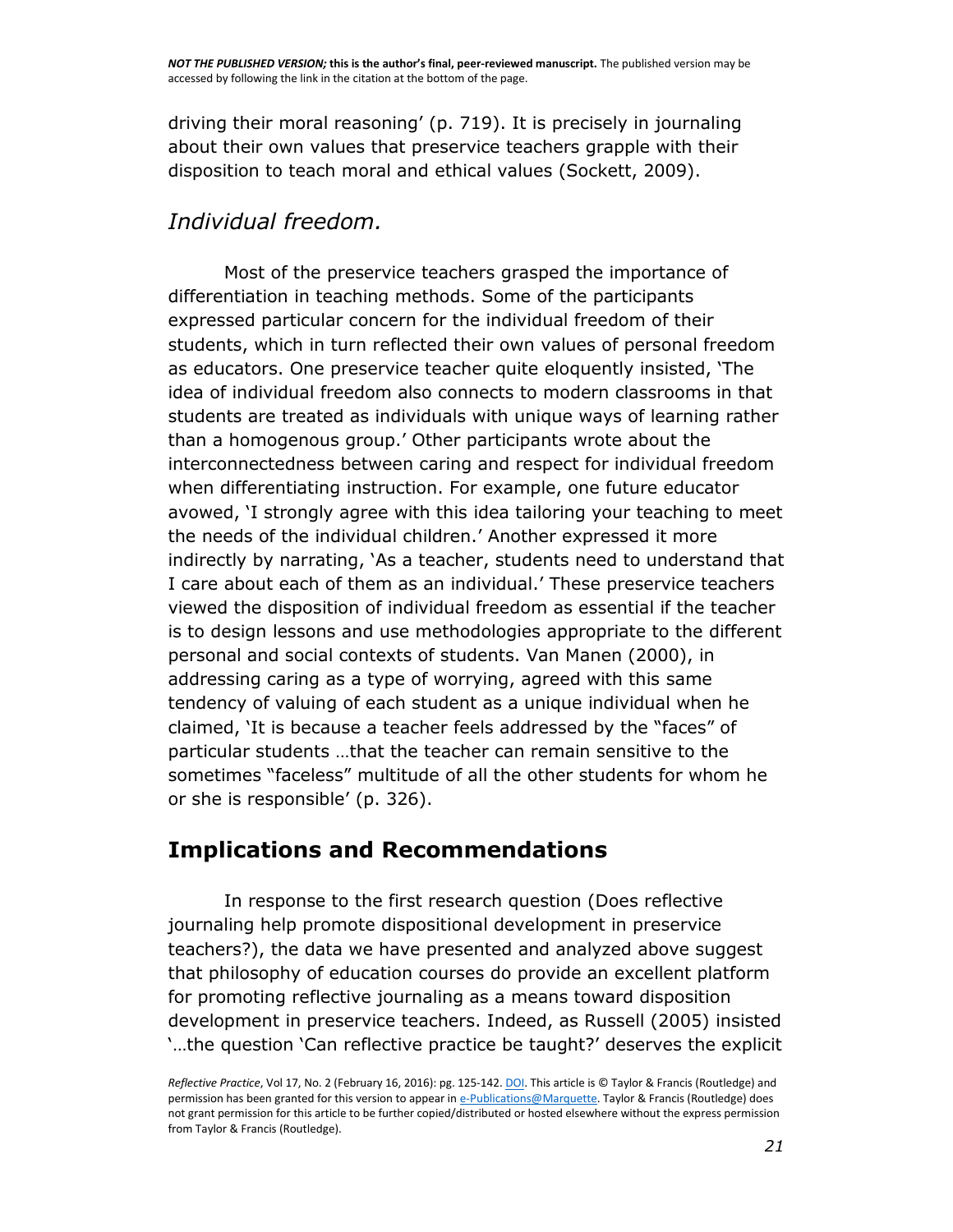driving their moral reasoning' (p. 719). It is precisely in journaling about their own values that preservice teachers grapple with their disposition to teach moral and ethical values (Sockett, 2009).

### *Individual freedom.*

Most of the preservice teachers grasped the importance of differentiation in teaching methods. Some of the participants expressed particular concern for the individual freedom of their students, which in turn reflected their own values of personal freedom as educators. One preservice teacher quite eloquently insisted, 'The idea of individual freedom also connects to modern classrooms in that students are treated as individuals with unique ways of learning rather than a homogenous group.' Other participants wrote about the interconnectedness between caring and respect for individual freedom when differentiating instruction. For example, one future educator avowed, 'I strongly agree with this idea tailoring your teaching to meet the needs of the individual children.' Another expressed it more indirectly by narrating, 'As a teacher, students need to understand that I care about each of them as an individual.' These preservice teachers viewed the disposition of individual freedom as essential if the teacher is to design lessons and use methodologies appropriate to the different personal and social contexts of students. Van Manen (2000), in addressing caring as a type of worrying, agreed with this same tendency of valuing of each student as a unique individual when he claimed, 'It is because a teacher feels addressed by the "faces" of particular students …that the teacher can remain sensitive to the sometimes "faceless" multitude of all the other students for whom he or she is responsible' (p. 326).

## Implications and Recommendations

In response to the first research question (Does reflective journaling help promote dispositional development in preservice teachers?), the data we have presented and analyzed above suggest that philosophy of education courses do provide an excellent platform for promoting reflective journaling as a means toward disposition development in preservice teachers. Indeed, as Russell (2005) insisted '…the question 'Can reflective practice be taught?' deserves the explicit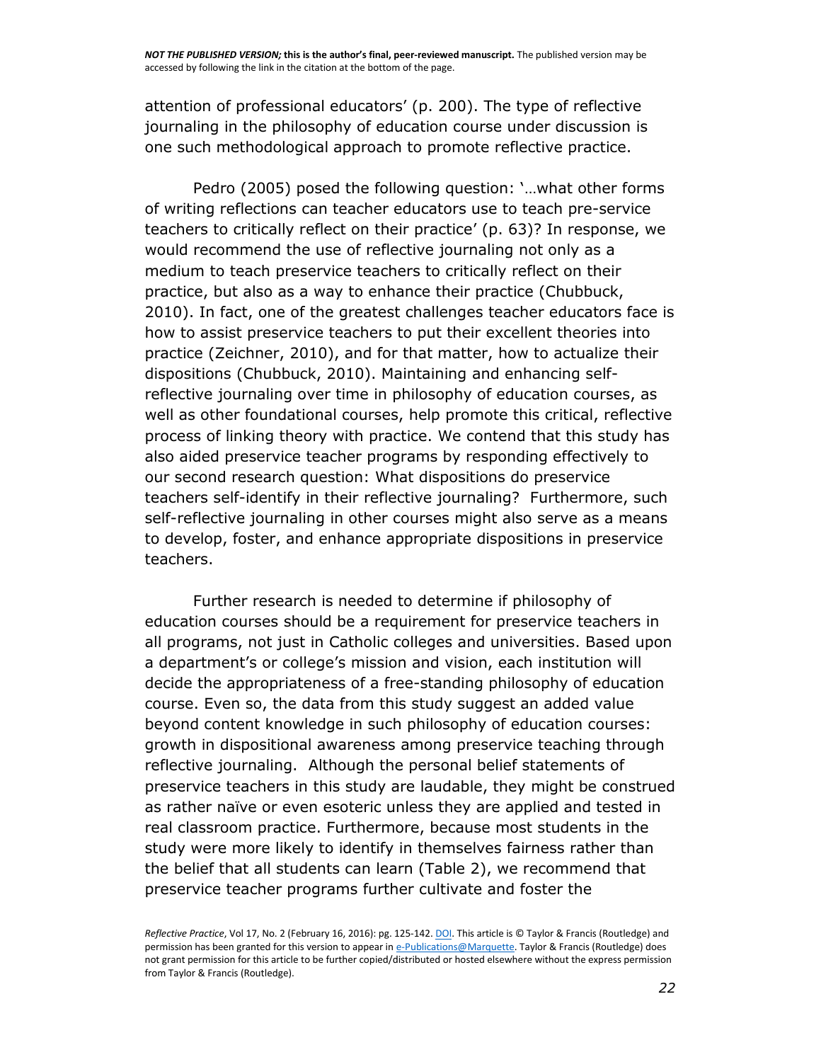attention of professional educators' (p. 200). The type of reflective journaling in the philosophy of education course under discussion is one such methodological approach to promote reflective practice.

Pedro (2005) posed the following question: '…what other forms of writing reflections can teacher educators use to teach pre-service teachers to critically reflect on their practice' (p. 63)? In response, we would recommend the use of reflective journaling not only as a medium to teach preservice teachers to critically reflect on their practice, but also as a way to enhance their practice (Chubbuck, 2010). In fact, one of the greatest challenges teacher educators face is how to assist preservice teachers to put their excellent theories into practice (Zeichner, 2010), and for that matter, how to actualize their dispositions (Chubbuck, 2010). Maintaining and enhancing self-reflective journaling over time in philosophy of education courses, as well as other foundational courses, help promote this critical, reflective process of linking theory with practice. We contend that this study has also aided preservice teacher programs by responding effectively to our second research question: What dispositions do preservice teachers self-identify in their reflective journaling? Furthermore, such self-reflective journaling in other courses might also serve as a means to develop, foster, and enhance appropriate dispositions in preservice teachers.

Further research is needed to determine if philosophy of education courses should be a requirement for preservice teachers in all programs, not just in Catholic colleges and universities. Based upon a department's or college's mission and vision, each institution will decide the appropriateness of a free-standing philosophy of education course. Even so, the data from this study suggest an added value beyond content knowledge in such philosophy of education courses: growth in dispositional awareness among preservice teaching through reflective journaling. Although the personal belief statements of preservice teachers in this study are laudable, they might be construed as rather naïve or even esoteric unless they are applied and tested in real classroom practice. Furthermore, because most students in the study were more likely to identify in themselves fairness rather than the belief that all students can learn (Table 2), we recommend that preservice teacher programs further cultivate and foster the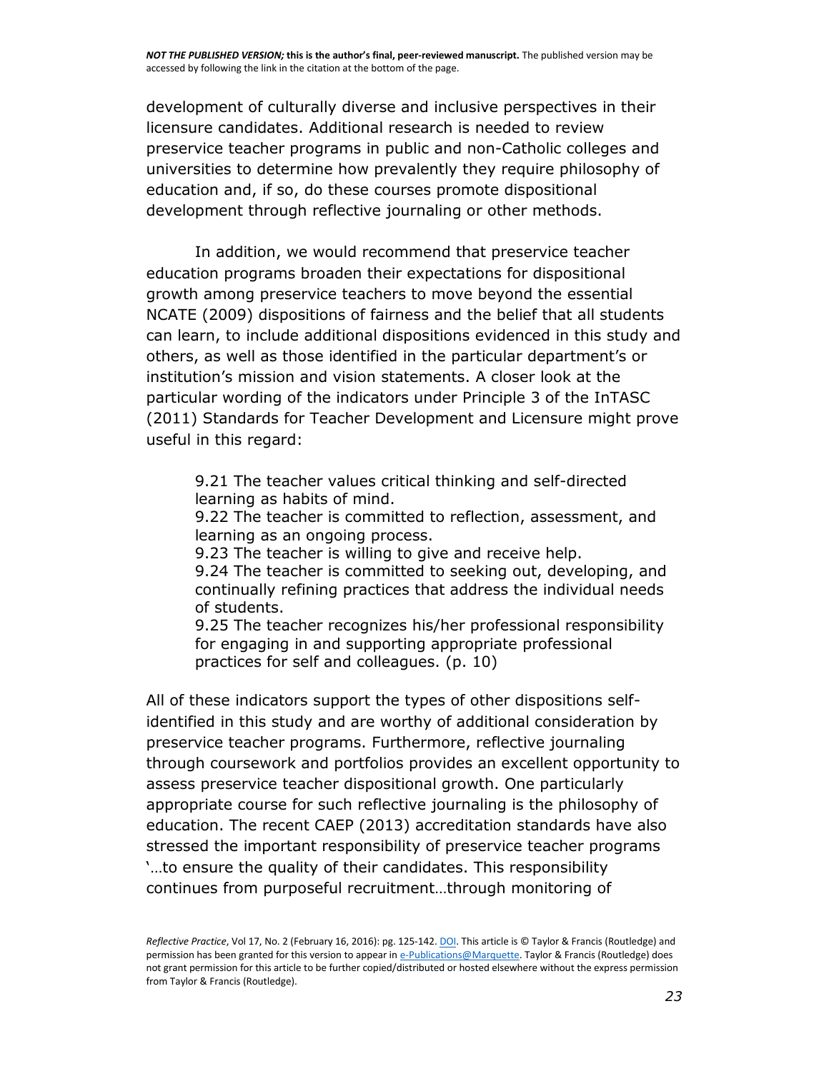development of culturally diverse and inclusive perspectives in their licensure candidates. Additional research is needed to review preservice teacher programs in public and non-Catholic colleges and universities to determine how prevalently they require philosophy of education and, if so, do these courses promote dispositional development through reflective journaling or other methods.

In addition, we would recommend that preservice teacher education programs broaden their expectations for dispositional growth among preservice teachers to move beyond the essential NCATE (2009) dispositions of fairness and the belief that all students can learn, to include additional dispositions evidenced in this study and others, as well as those identified in the particular department's or institution's mission and vision statements. A closer look at the particular wording of the indicators under Principle 3 of the InTASC (2011) Standards for Teacher Development and Licensure might prove useful in this regard:

> 9.21 The teacher values critical thinking and self-directed learning as habits of mind.
> 9.22 The teacher is committed to reflection, assessment, and learning as an ongoing process.
> 9.23 The teacher is willing to give and receive help.
> 9.24 The teacher is committed to seeking out, developing, and continually refining practices that address the individual needs of students.
> 9.25 The teacher recognizes his/her professional responsibility for engaging in and supporting appropriate professional practices for self and colleagues. (p. 10)

All of these indicators support the types of other dispositions self-identified in this study and are worthy of additional consideration by preservice teacher programs. Furthermore, reflective journaling through coursework and portfolios provides an excellent opportunity to assess preservice teacher dispositional growth. One particularly appropriate course for such reflective journaling is the philosophy of education. The recent CAEP (2013) accreditation standards have also stressed the important responsibility of preservice teacher programs '…to ensure the quality of their candidates. This responsibility continues from purposeful recruitment…through monitoring of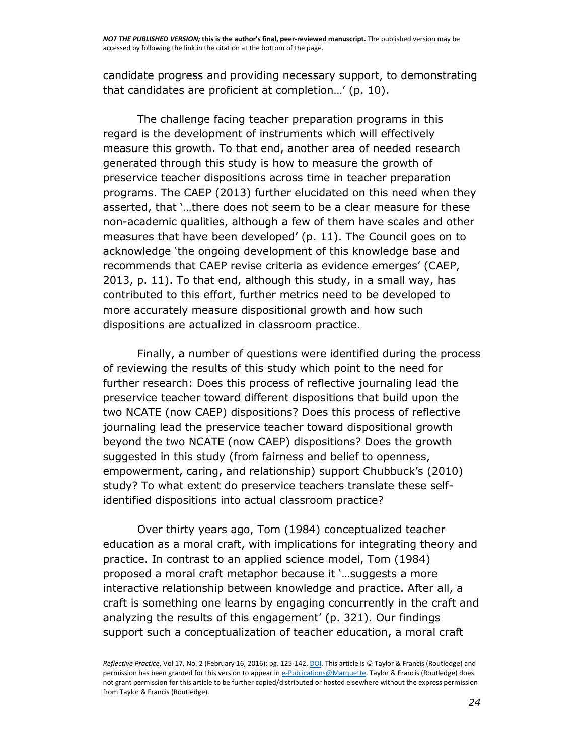candidate progress and providing necessary support, to demonstrating that candidates are proficient at completion…' (p. 10).

The challenge facing teacher preparation programs in this regard is the development of instruments which will effectively measure this growth. To that end, another area of needed research generated through this study is how to measure the growth of preservice teacher dispositions across time in teacher preparation programs. The CAEP (2013) further elucidated on this need when they asserted, that '…there does not seem to be a clear measure for these non-academic qualities, although a few of them have scales and other measures that have been developed' (p. 11). The Council goes on to acknowledge 'the ongoing development of this knowledge base and recommends that CAEP revise criteria as evidence emerges' (CAEP, 2013, p. 11). To that end, although this study, in a small way, has contributed to this effort, further metrics need to be developed to more accurately measure dispositional growth and how such dispositions are actualized in classroom practice.

Finally, a number of questions were identified during the process of reviewing the results of this study which point to the need for further research: Does this process of reflective journaling lead the preservice teacher toward different dispositions that build upon the two NCATE (now CAEP) dispositions? Does this process of reflective journaling lead the preservice teacher toward dispositional growth beyond the two NCATE (now CAEP) dispositions? Does the growth suggested in this study (from fairness and belief to openness, empowerment, caring, and relationship) support Chubbuck's (2010) study? To what extent do preservice teachers translate these self-identified dispositions into actual classroom practice?

Over thirty years ago, Tom (1984) conceptualized teacher education as a moral craft, with implications for integrating theory and practice. In contrast to an applied science model, Tom (1984) proposed a moral craft metaphor because it '…suggests a more interactive relationship between knowledge and practice. After all, a craft is something one learns by engaging concurrently in the craft and analyzing the results of this engagement' (p. 321). Our findings support such a conceptualization of teacher education, a moral craft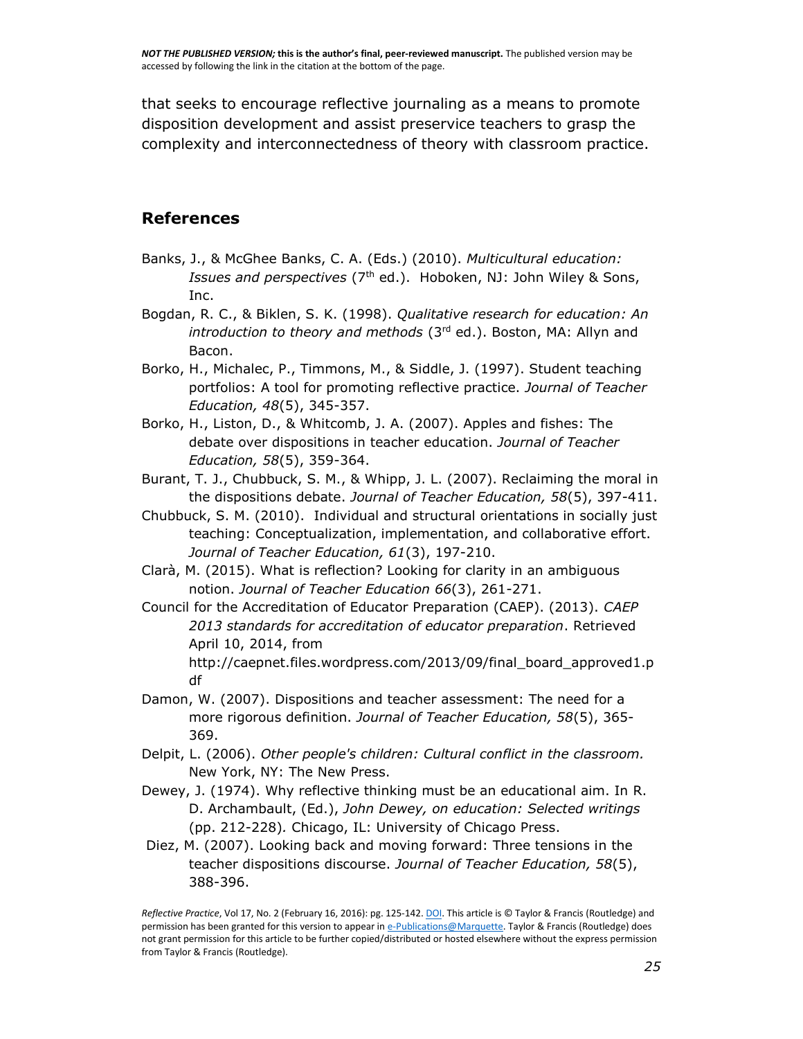that seeks to encourage reflective journaling as a means to promote disposition development and assist preservice teachers to grasp the complexity and interconnectedness of theory with classroom practice.

## References

Banks, J., & McGhee Banks, C. A. (Eds.) (2010). *Multicultural education: Issues and perspectives* (7th ed.). Hoboken, NJ: John Wiley & Sons, Inc.

Bogdan, R. C., & Biklen, S. K. (1998). *Qualitative research for education: An introduction to theory and methods* (3rd ed.). Boston, MA: Allyn and Bacon.

Borko, H., Michalec, P., Timmons, M., & Siddle, J. (1997). Student teaching portfolios: A tool for promoting reflective practice. *Journal of Teacher Education, 48*(5), 345-357.

Borko, H., Liston, D., & Whitcomb, J. A. (2007). Apples and fishes: The debate over dispositions in teacher education. *Journal of Teacher Education, 58*(5), 359-364.

Burant, T. J., Chubbuck, S. M., & Whipp, J. L. (2007). Reclaiming the moral in the dispositions debate. *Journal of Teacher Education, 58*(5), 397-411.

Chubbuck, S. M. (2010). Individual and structural orientations in socially just teaching: Conceptualization, implementation, and collaborative effort. *Journal of Teacher Education, 61*(3), 197-210.

Clarà, M. (2015). What is reflection? Looking for clarity in an ambiguous notion. *Journal of Teacher Education 66*(3), 261-271.

Council for the Accreditation of Educator Preparation (CAEP). (2013). *CAEP 2013 standards for accreditation of educator preparation*. Retrieved April 10, 2014, from http://caepnet.files.wordpress.com/2013/09/final_board_approved1.pdf

Damon, W. (2007). Dispositions and teacher assessment: The need for a more rigorous definition. *Journal of Teacher Education, 58*(5), 365-369.

Delpit, L. (2006). *Other people's children: Cultural conflict in the classroom.* New York, NY: The New Press.

Dewey, J. (1974). Why reflective thinking must be an educational aim. In R. D. Archambault, (Ed.), *John Dewey, on education: Selected writings* (pp. 212-228). Chicago, IL: University of Chicago Press.

Diez, M. (2007). Looking back and moving forward: Three tensions in the teacher dispositions discourse. *Journal of Teacher Education, 58*(5), 388-396.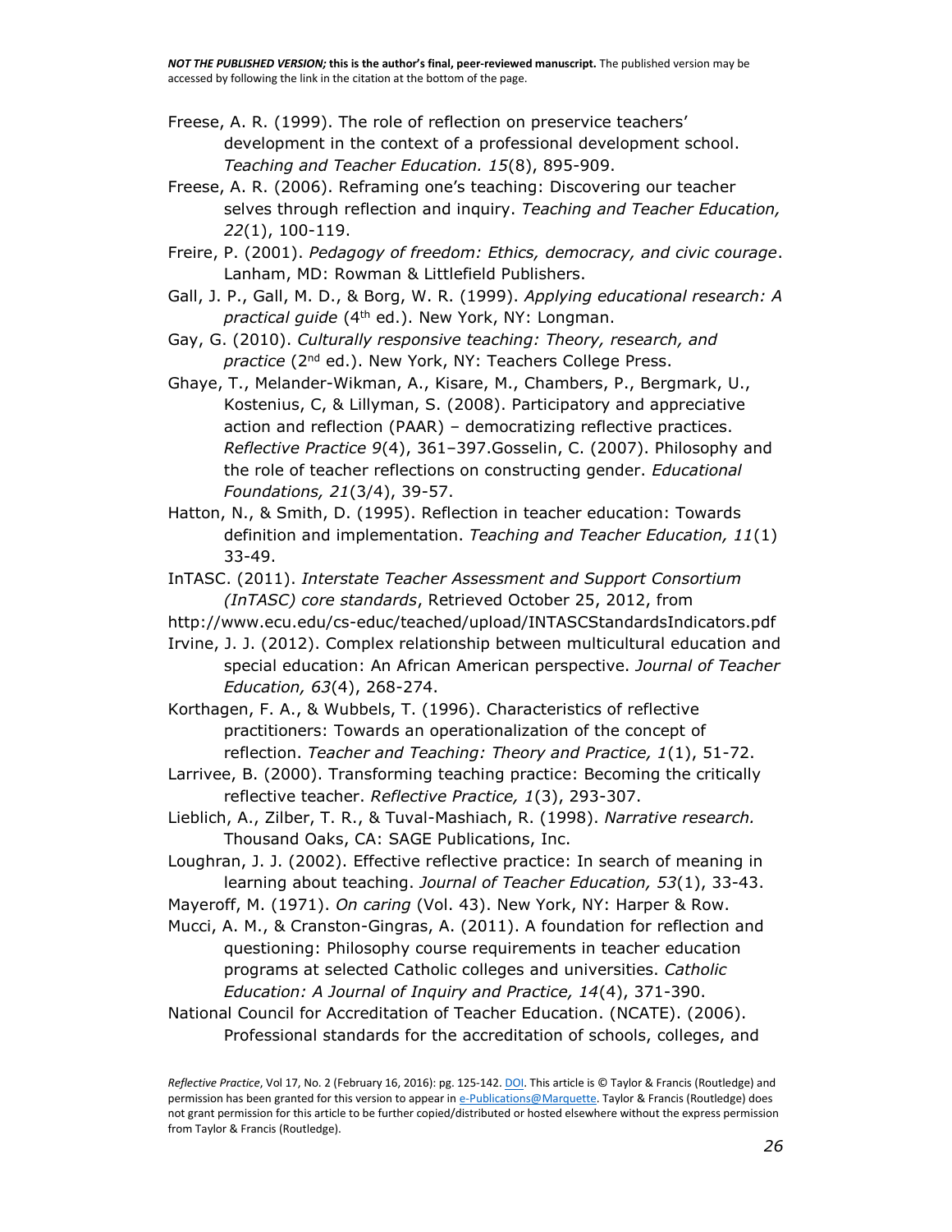Freese, A. R. (1999). The role of reflection on preservice teachers' development in the context of a professional development school. *Teaching and Teacher Education. 15*(8), 895-909.

Freese, A. R. (2006). Reframing one's teaching: Discovering our teacher selves through reflection and inquiry. *Teaching and Teacher Education, 22*(1), 100-119.

Freire, P. (2001). *Pedagogy of freedom: Ethics, democracy, and civic courage*. Lanham, MD: Rowman & Littlefield Publishers.

Gall, J. P., Gall, M. D., & Borg, W. R. (1999). *Applying educational research: A practical guide* (4th ed.). New York, NY: Longman.

Gay, G. (2010). *Culturally responsive teaching: Theory, research, and practice* (2nd ed.). New York, NY: Teachers College Press.

Ghaye, T., Melander-Wikman, A., Kisare, M., Chambers, P., Bergmark, U., Kostenius, C, & Lillyman, S. (2008). Participatory and appreciative action and reflection (PAAR) – democratizing reflective practices. *Reflective Practice 9*(4), 361–397.Gosselin, C. (2007). Philosophy and the role of teacher reflections on constructing gender. *Educational Foundations, 21*(3/4), 39-57.

Hatton, N., & Smith, D. (1995). Reflection in teacher education: Towards definition and implementation. *Teaching and Teacher Education, 11*(1) 33-49.

InTASC. (2011). *Interstate Teacher Assessment and Support Consortium (InTASC) core standards*, Retrieved October 25, 2012, from http://www.ecu.edu/cs-educ/teached/upload/INTASCStandardsIndicators.pdf

Irvine, J. J. (2012). Complex relationship between multicultural education and special education: An African American perspective. *Journal of Teacher Education, 63*(4), 268-274.

Korthagen, F. A., & Wubbels, T. (1996). Characteristics of reflective practitioners: Towards an operationalization of the concept of reflection. *Teacher and Teaching: Theory and Practice, 1*(1), 51-72.

Larrivee, B. (2000). Transforming teaching practice: Becoming the critically reflective teacher. *Reflective Practice, 1*(3), 293-307.

Lieblich, A., Zilber, T. R., & Tuval-Mashiach, R. (1998). *Narrative research.* Thousand Oaks, CA: SAGE Publications, Inc.

Loughran, J. J. (2002). Effective reflective practice: In search of meaning in learning about teaching. *Journal of Teacher Education, 53*(1), 33-43.

Mayeroff, M. (1971). *On caring* (Vol. 43). New York, NY: Harper & Row.

Mucci, A. M., & Cranston-Gingras, A. (2011). A foundation for reflection and questioning: Philosophy course requirements in teacher education programs at selected Catholic colleges and universities. *Catholic Education: A Journal of Inquiry and Practice, 14*(4), 371-390.

National Council for Accreditation of Teacher Education. (NCATE). (2006). Professional standards for the accreditation of schools, colleges, and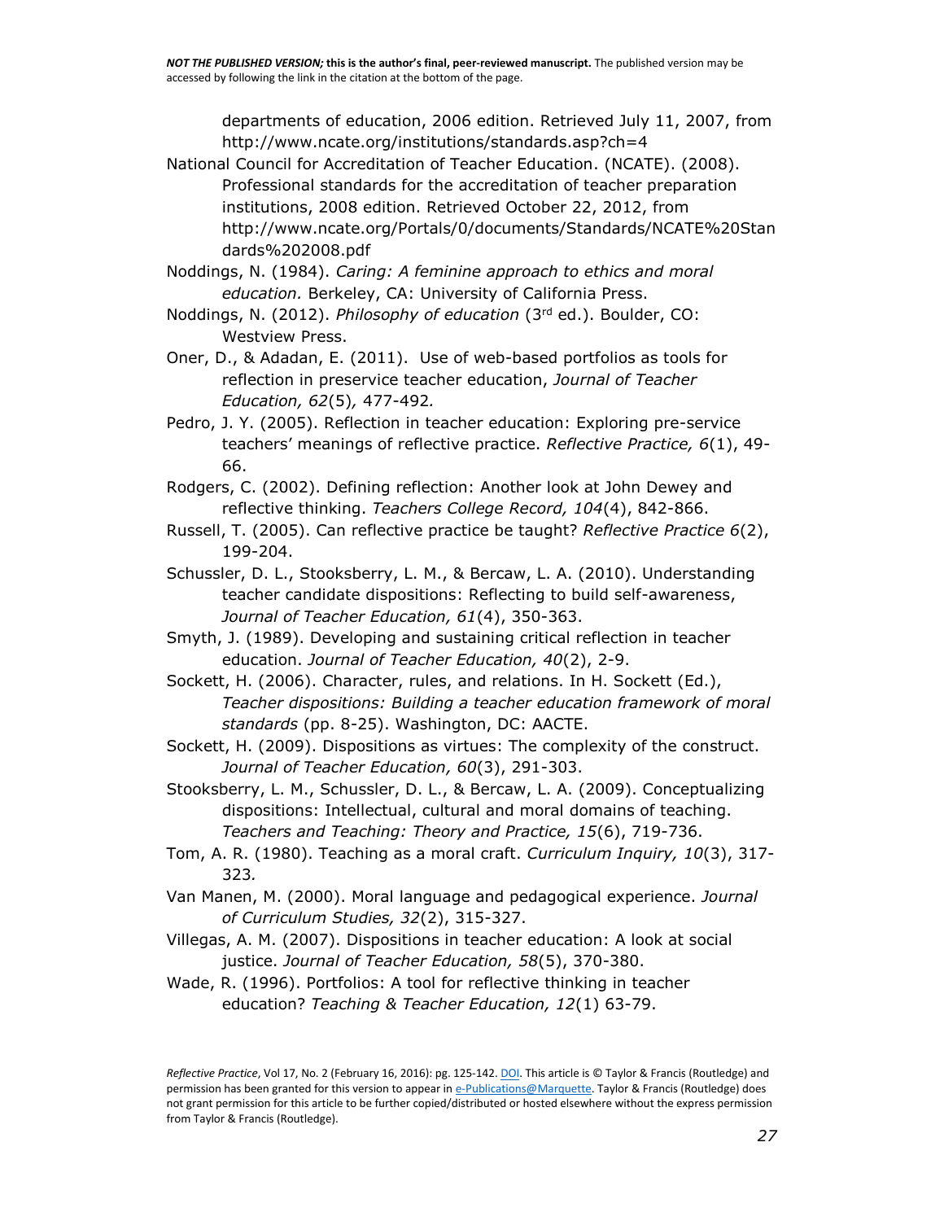departments of education, 2006 edition. Retrieved July 11, 2007, from http://www.ncate.org/institutions/standards.asp?ch=4

National Council for Accreditation of Teacher Education. (NCATE). (2008). Professional standards for the accreditation of teacher preparation institutions, 2008 edition. Retrieved October 22, 2012, from http://www.ncate.org/Portals/0/documents/Standards/NCATE%20Standards%202008.pdf

Noddings, N. (1984). *Caring: A feminine approach to ethics and moral education.* Berkeley, CA: University of California Press.

Noddings, N. (2012). *Philosophy of education* (3rd ed.). Boulder, CO: Westview Press.

Oner, D., & Adadan, E. (2011). Use of web-based portfolios as tools for reflection in preservice teacher education, *Journal of Teacher Education, 62*(5), 477-492.

Pedro, J. Y. (2005). Reflection in teacher education: Exploring pre-service teachers' meanings of reflective practice. *Reflective Practice, 6*(1), 49-66.

Rodgers, C. (2002). Defining reflection: Another look at John Dewey and reflective thinking. *Teachers College Record, 104*(4), 842-866.

Russell, T. (2005). Can reflective practice be taught? *Reflective Practice 6*(2), 199-204.

Schussler, D. L., Stooksberry, L. M., & Bercaw, L. A. (2010). Understanding teacher candidate dispositions: Reflecting to build self-awareness, *Journal of Teacher Education, 61*(4), 350-363.

Smyth, J. (1989). Developing and sustaining critical reflection in teacher education. *Journal of Teacher Education, 40*(2), 2-9.

Sockett, H. (2006). Character, rules, and relations. In H. Sockett (Ed.), *Teacher dispositions: Building a teacher education framework of moral standards* (pp. 8-25). Washington, DC: AACTE.

Sockett, H. (2009). Dispositions as virtues: The complexity of the construct. *Journal of Teacher Education, 60*(3), 291-303.

Stooksberry, L. M., Schussler, D. L., & Bercaw, L. A. (2009). Conceptualizing dispositions: Intellectual, cultural and moral domains of teaching. *Teachers and Teaching: Theory and Practice, 15*(6), 719-736.

Tom, A. R. (1980). Teaching as a moral craft. *Curriculum Inquiry, 10*(3), 317-323.

Van Manen, M. (2000). Moral language and pedagogical experience. *Journal of Curriculum Studies, 32*(2), 315-327.

Villegas, A. M. (2007). Dispositions in teacher education: A look at social justice. *Journal of Teacher Education, 58*(5), 370-380.

Wade, R. (1996). Portfolios: A tool for reflective thinking in teacher education? *Teaching & Teacher Education, 12*(1) 63-79.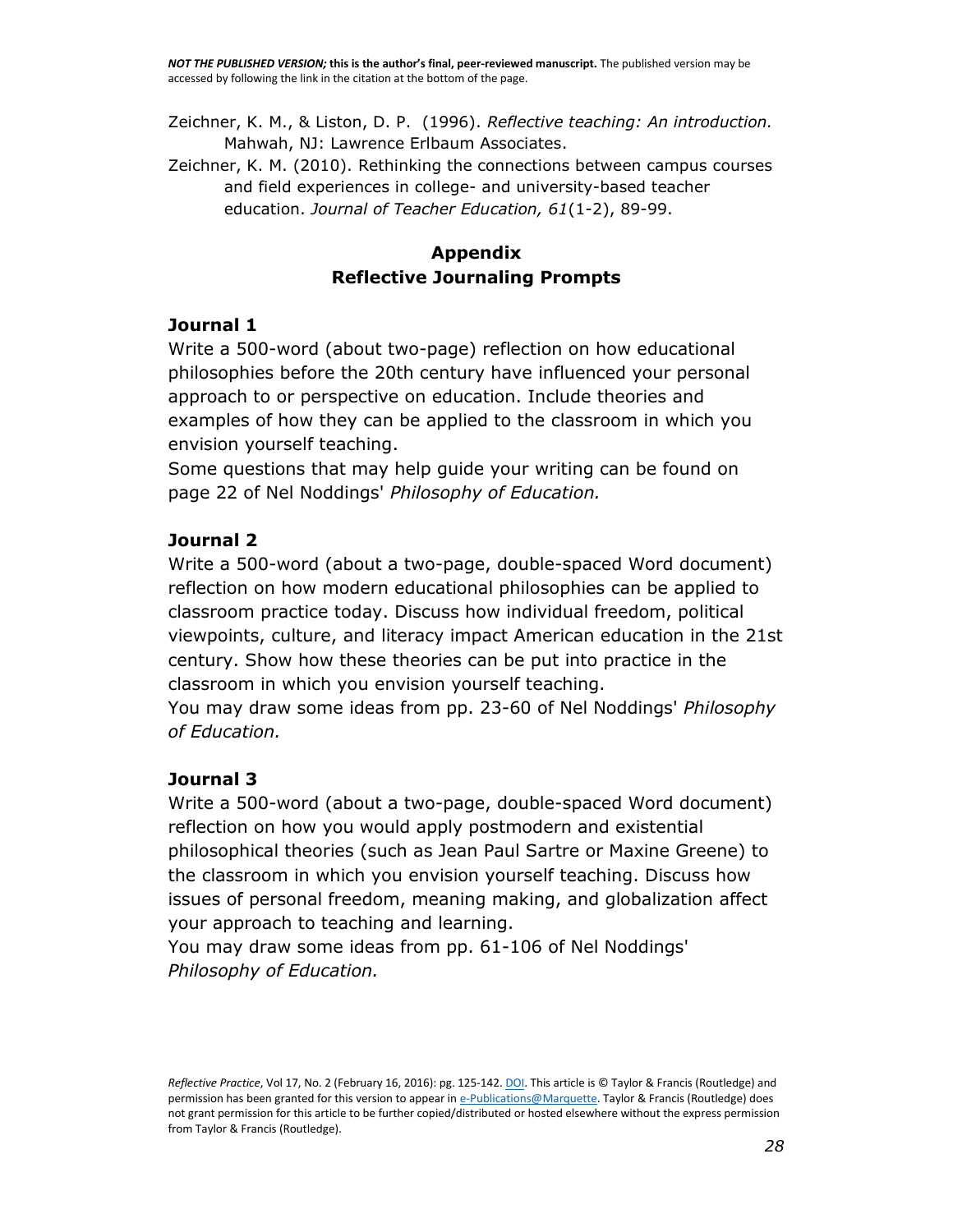Zeichner, K. M., & Liston, D. P. (1996). *Reflective teaching: An introduction.* Mahwah, NJ: Lawrence Erlbaum Associates.

Zeichner, K. M. (2010). Rethinking the connections between campus courses and field experiences in college- and university-based teacher education. *Journal of Teacher Education, 61*(1-2), 89-99.

## Appendix
## Reflective Journaling Prompts

### Journal 1

Write a 500-word (about two-page) reflection on how educational philosophies before the 20th century have influenced your personal approach to or perspective on education. Include theories and examples of how they can be applied to the classroom in which you envision yourself teaching.

Some questions that may help guide your writing can be found on page 22 of Nel Noddings' *Philosophy of Education.*

### Journal 2

Write a 500-word (about a two-page, double-spaced Word document) reflection on how modern educational philosophies can be applied to classroom practice today. Discuss how individual freedom, political viewpoints, culture, and literacy impact American education in the 21st century. Show how these theories can be put into practice in the classroom in which you envision yourself teaching.

You may draw some ideas from pp. 23-60 of Nel Noddings' *Philosophy of Education.*

### Journal 3

Write a 500-word (about a two-page, double-spaced Word document) reflection on how you would apply postmodern and existential philosophical theories (such as Jean Paul Sartre or Maxine Greene) to the classroom in which you envision yourself teaching. Discuss how issues of personal freedom, meaning making, and globalization affect your approach to teaching and learning.

You may draw some ideas from pp. 61-106 of Nel Noddings' *Philosophy of Education.*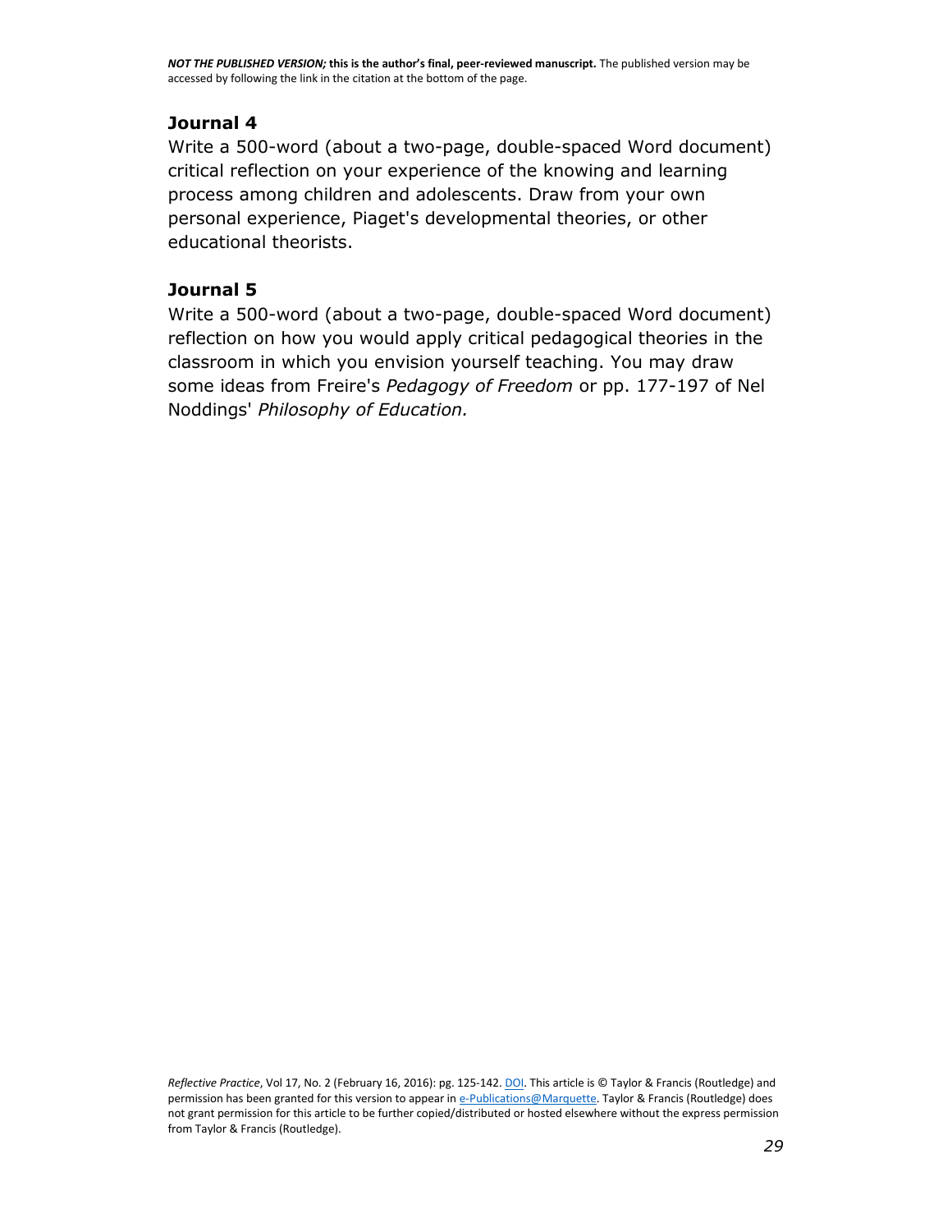### Journal 4

Write a 500-word (about a two-page, double-spaced Word document) critical reflection on your experience of the knowing and learning process among children and adolescents. Draw from your own personal experience, Piaget's developmental theories, or other educational theorists.

### Journal 5

Write a 500-word (about a two-page, double-spaced Word document) reflection on how you would apply critical pedagogical theories in the classroom in which you envision yourself teaching. You may draw some ideas from Freire's *Pedagogy of Freedom* or pp. 177-197 of Nel Noddings' *Philosophy of Education.*